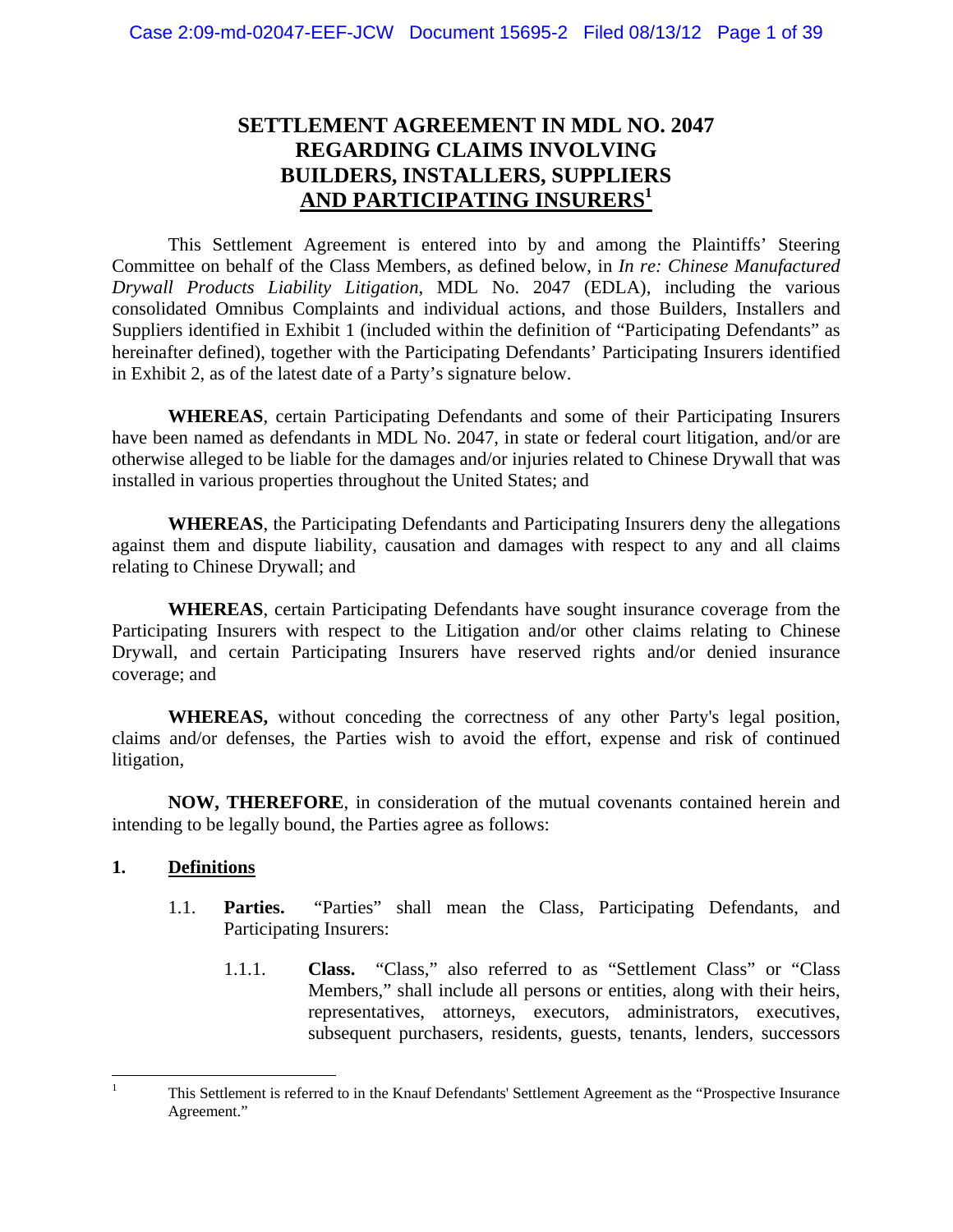# SETTLEMENT AGREEMENT IN MDL NO. 2047 REGARDING CLAIMS INVOLVING BUILDERS, INSTALLERS, SUPPLIERS AND PARTICIPATING INSURERS[1]

This Settlement Agreement is entered into by and among the Plaintiffs' Steering Committee on behalf of the Class Members, as defined below, in *In re: Chinese Manufactured Drywall Products Liability Litigation*, MDL No. 2047 (EDLA), including the various consolidated Omnibus Complaints and individual actions, and those Builders, Installers and Suppliers identified in Exhibit 1 (included within the definition of "Participating Defendants" as hereinafter defined), together with the Participating Defendants' Participating Insurers identified in Exhibit 2, as of the latest date of a Party's signature below.

**WHEREAS**, certain Participating Defendants and some of their Participating Insurers have been named as defendants in MDL No. 2047, in state or federal court litigation, and/or are otherwise alleged to be liable for the damages and/or injuries related to Chinese Drywall that was installed in various properties throughout the United States; and

**WHEREAS**, the Participating Defendants and Participating Insurers deny the allegations against them and dispute liability, causation and damages with respect to any and all claims relating to Chinese Drywall; and

**WHEREAS**, certain Participating Defendants have sought insurance coverage from the Participating Insurers with respect to the Litigation and/or other claims relating to Chinese Drywall, and certain Participating Insurers have reserved rights and/or denied insurance coverage; and

**WHEREAS,** without conceding the correctness of any other Party's legal position, claims and/or defenses, the Parties wish to avoid the effort, expense and risk of continued litigation,

**NOW, THEREFORE**, in consideration of the mutual covenants contained herein and intending to be legally bound, the Parties agree as follows:

## 1. Definitions

1.1. **Parties.** "Parties" shall mean the Class, Participating Defendants, and Participating Insurers:

1.1.1. **Class.** "Class," also referred to as "Settlement Class" or "Class Members," shall include all persons or entities, along with their heirs, representatives, attorneys, executors, administrators, executives, subsequent purchasers, residents, guests, tenants, lenders, successors

---

[1] This Settlement is referred to in the Knauf Defendants' Settlement Agreement as the "Prospective Insurance Agreement."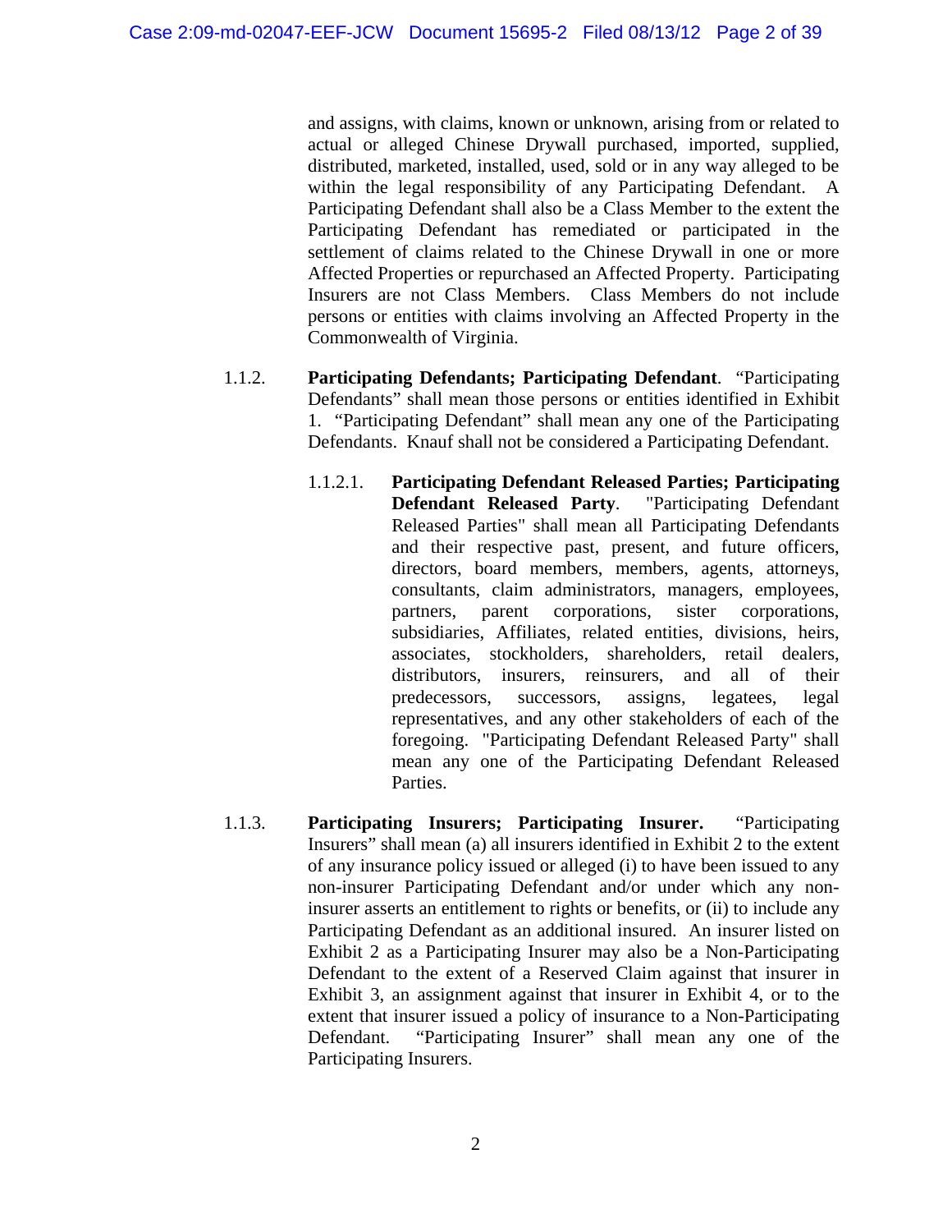and assigns, with claims, known or unknown, arising from or related to actual or alleged Chinese Drywall purchased, imported, supplied, distributed, marketed, installed, used, sold or in any way alleged to be within the legal responsibility of any Participating Defendant. A Participating Defendant shall also be a Class Member to the extent the Participating Defendant has remediated or participated in the settlement of claims related to the Chinese Drywall in one or more Affected Properties or repurchased an Affected Property. Participating Insurers are not Class Members. Class Members do not include persons or entities with claims involving an Affected Property in the Commonwealth of Virginia.

1.1.2. **Participating Defendants; Participating Defendant**. "Participating Defendants" shall mean those persons or entities identified in Exhibit 1. "Participating Defendant" shall mean any one of the Participating Defendants. Knauf shall not be considered a Participating Defendant.

1.1.2.1. **Participating Defendant Released Parties; Participating Defendant Released Party**. "Participating Defendant Released Parties" shall mean all Participating Defendants and their respective past, present, and future officers, directors, board members, members, agents, attorneys, consultants, claim administrators, managers, employees, partners, parent corporations, sister corporations, subsidiaries, Affiliates, related entities, divisions, heirs, associates, stockholders, shareholders, retail dealers, distributors, insurers, reinsurers, and all of their predecessors, successors, assigns, legatees, legal representatives, and any other stakeholders of each of the foregoing. "Participating Defendant Released Party" shall mean any one of the Participating Defendant Released Parties.

1.1.3. **Participating Insurers; Participating Insurer.** "Participating Insurers" shall mean (a) all insurers identified in Exhibit 2 to the extent of any insurance policy issued or alleged (i) to have been issued to any non-insurer Participating Defendant and/or under which any non-insurer asserts an entitlement to rights or benefits, or (ii) to include any Participating Defendant as an additional insured. An insurer listed on Exhibit 2 as a Participating Insurer may also be a Non-Participating Defendant to the extent of a Reserved Claim against that insurer in Exhibit 3, an assignment against that insurer in Exhibit 4, or to the extent that insurer issued a policy of insurance to a Non-Participating Defendant. "Participating Insurer" shall mean any one of the Participating Insurers.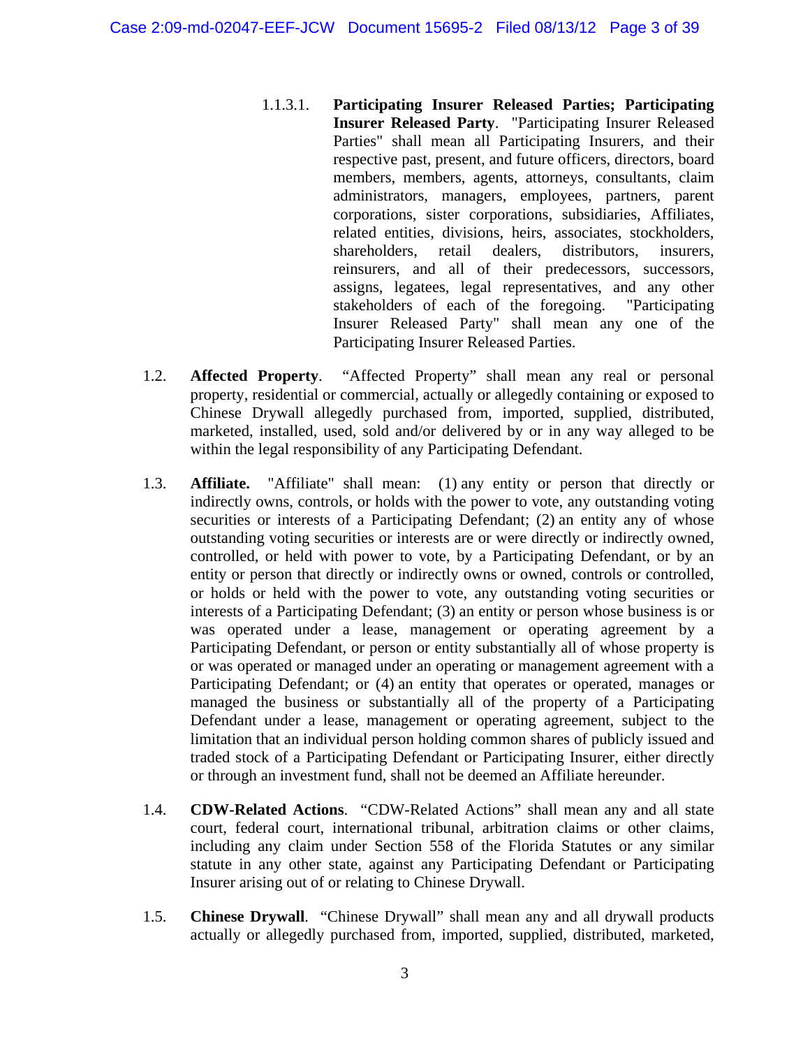1.1.3.1. **Participating Insurer Released Parties; Participating Insurer Released Party**. "Participating Insurer Released Parties" shall mean all Participating Insurers, and their respective past, present, and future officers, directors, board members, members, agents, attorneys, consultants, claim administrators, managers, employees, partners, parent corporations, sister corporations, subsidiaries, Affiliates, related entities, divisions, heirs, associates, stockholders, shareholders, retail dealers, distributors, insurers, reinsurers, and all of their predecessors, successors, assigns, legatees, legal representatives, and any other stakeholders of each of the foregoing. "Participating Insurer Released Party" shall mean any one of the Participating Insurer Released Parties.

1.2. **Affected Property**. "Affected Property" shall mean any real or personal property, residential or commercial, actually or allegedly containing or exposed to Chinese Drywall allegedly purchased from, imported, supplied, distributed, marketed, installed, used, sold and/or delivered by or in any way alleged to be within the legal responsibility of any Participating Defendant.

1.3. **Affiliate.** "Affiliate" shall mean: (1) any entity or person that directly or indirectly owns, controls, or holds with the power to vote, any outstanding voting securities or interests of a Participating Defendant; (2) an entity any of whose outstanding voting securities or interests are or were directly or indirectly owned, controlled, or held with power to vote, by a Participating Defendant, or by an entity or person that directly or indirectly owns or owned, controls or controlled, or holds or held with the power to vote, any outstanding voting securities or interests of a Participating Defendant; (3) an entity or person whose business is or was operated under a lease, management or operating agreement by a Participating Defendant, or person or entity substantially all of whose property is or was operated or managed under an operating or management agreement with a Participating Defendant; or (4) an entity that operates or operated, manages or managed the business or substantially all of the property of a Participating Defendant under a lease, management or operating agreement, subject to the limitation that an individual person holding common shares of publicly issued and traded stock of a Participating Defendant or Participating Insurer, either directly or through an investment fund, shall not be deemed an Affiliate hereunder.

1.4. **CDW-Related Actions**. "CDW-Related Actions" shall mean any and all state court, federal court, international tribunal, arbitration claims or other claims, including any claim under Section 558 of the Florida Statutes or any similar statute in any other state, against any Participating Defendant or Participating Insurer arising out of or relating to Chinese Drywall.

1.5. **Chinese Drywall**. "Chinese Drywall" shall mean any and all drywall products actually or allegedly purchased from, imported, supplied, distributed, marketed,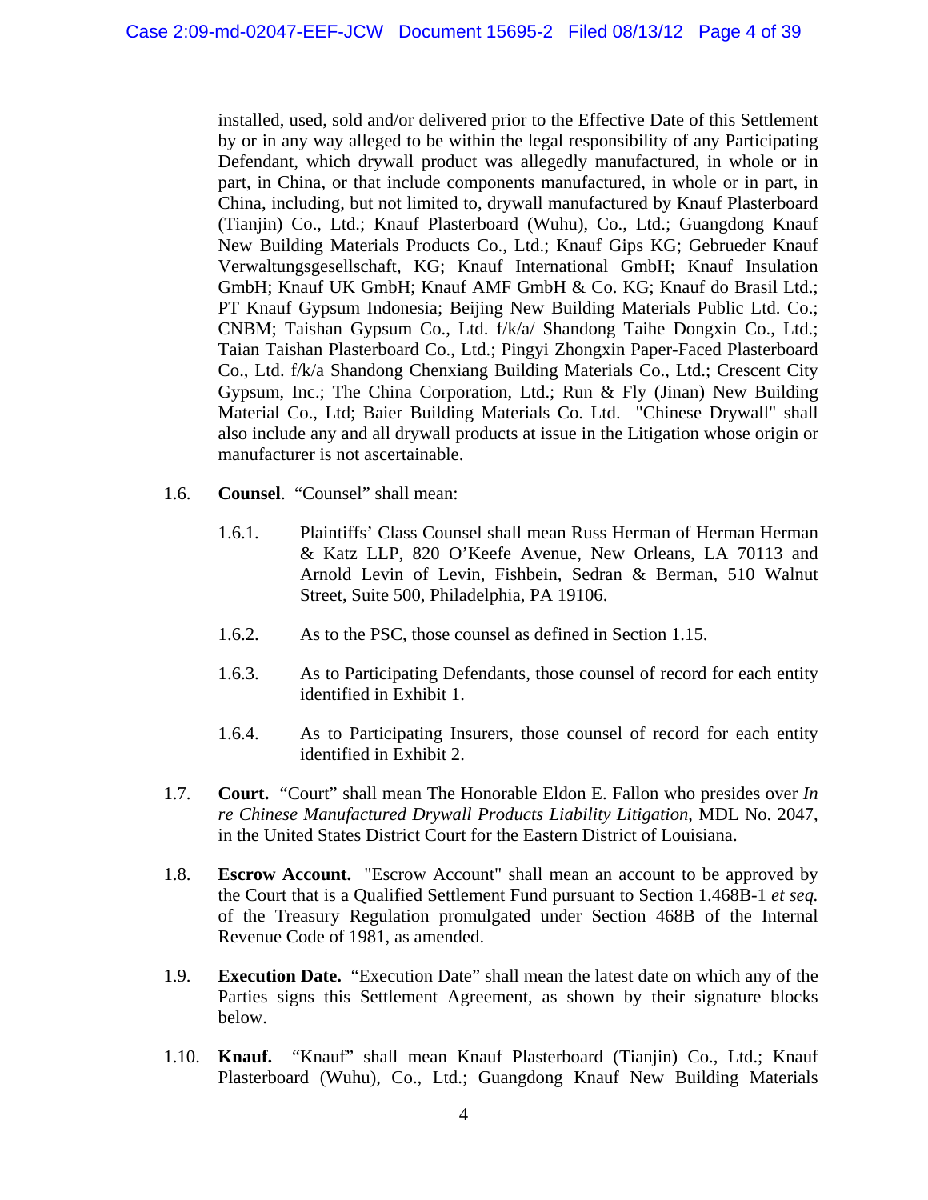installed, used, sold and/or delivered prior to the Effective Date of this Settlement by or in any way alleged to be within the legal responsibility of any Participating Defendant, which drywall product was allegedly manufactured, in whole or in part, in China, or that include components manufactured, in whole or in part, in China, including, but not limited to, drywall manufactured by Knauf Plasterboard (Tianjin) Co., Ltd.; Knauf Plasterboard (Wuhu), Co., Ltd.; Guangdong Knauf New Building Materials Products Co., Ltd.; Knauf Gips KG; Gebrueder Knauf Verwaltungsgesellschaft, KG; Knauf International GmbH; Knauf Insulation GmbH; Knauf UK GmbH; Knauf AMF GmbH & Co. KG; Knauf do Brasil Ltd.; PT Knauf Gypsum Indonesia; Beijing New Building Materials Public Ltd. Co.; CNBM; Taishan Gypsum Co., Ltd. f/k/a/ Shandong Taihe Dongxin Co., Ltd.; Taian Taishan Plasterboard Co., Ltd.; Pingyi Zhongxin Paper-Faced Plasterboard Co., Ltd. f/k/a Shandong Chenxiang Building Materials Co., Ltd.; Crescent City Gypsum, Inc.; The China Corporation, Ltd.; Run & Fly (Jinan) New Building Material Co., Ltd; Baier Building Materials Co. Ltd. "Chinese Drywall" shall also include any and all drywall products at issue in the Litigation whose origin or manufacturer is not ascertainable.

1.6. **Counsel**. "Counsel" shall mean:

1.6.1. Plaintiffs' Class Counsel shall mean Russ Herman of Herman Herman & Katz LLP, 820 O'Keefe Avenue, New Orleans, LA 70113 and Arnold Levin of Levin, Fishbein, Sedran & Berman, 510 Walnut Street, Suite 500, Philadelphia, PA 19106.

1.6.2. As to the PSC, those counsel as defined in Section 1.15.

1.6.3. As to Participating Defendants, those counsel of record for each entity identified in Exhibit 1.

1.6.4. As to Participating Insurers, those counsel of record for each entity identified in Exhibit 2.

1.7. **Court.** "Court" shall mean The Honorable Eldon E. Fallon who presides over *In re Chinese Manufactured Drywall Products Liability Litigation*, MDL No. 2047, in the United States District Court for the Eastern District of Louisiana.

1.8. **Escrow Account.** "Escrow Account" shall mean an account to be approved by the Court that is a Qualified Settlement Fund pursuant to Section 1.468B-1 *et seq.* of the Treasury Regulation promulgated under Section 468B of the Internal Revenue Code of 1981, as amended.

1.9. **Execution Date.** "Execution Date" shall mean the latest date on which any of the Parties signs this Settlement Agreement, as shown by their signature blocks below.

1.10. **Knauf.** "Knauf" shall mean Knauf Plasterboard (Tianjin) Co., Ltd.; Knauf Plasterboard (Wuhu), Co., Ltd.; Guangdong Knauf New Building Materials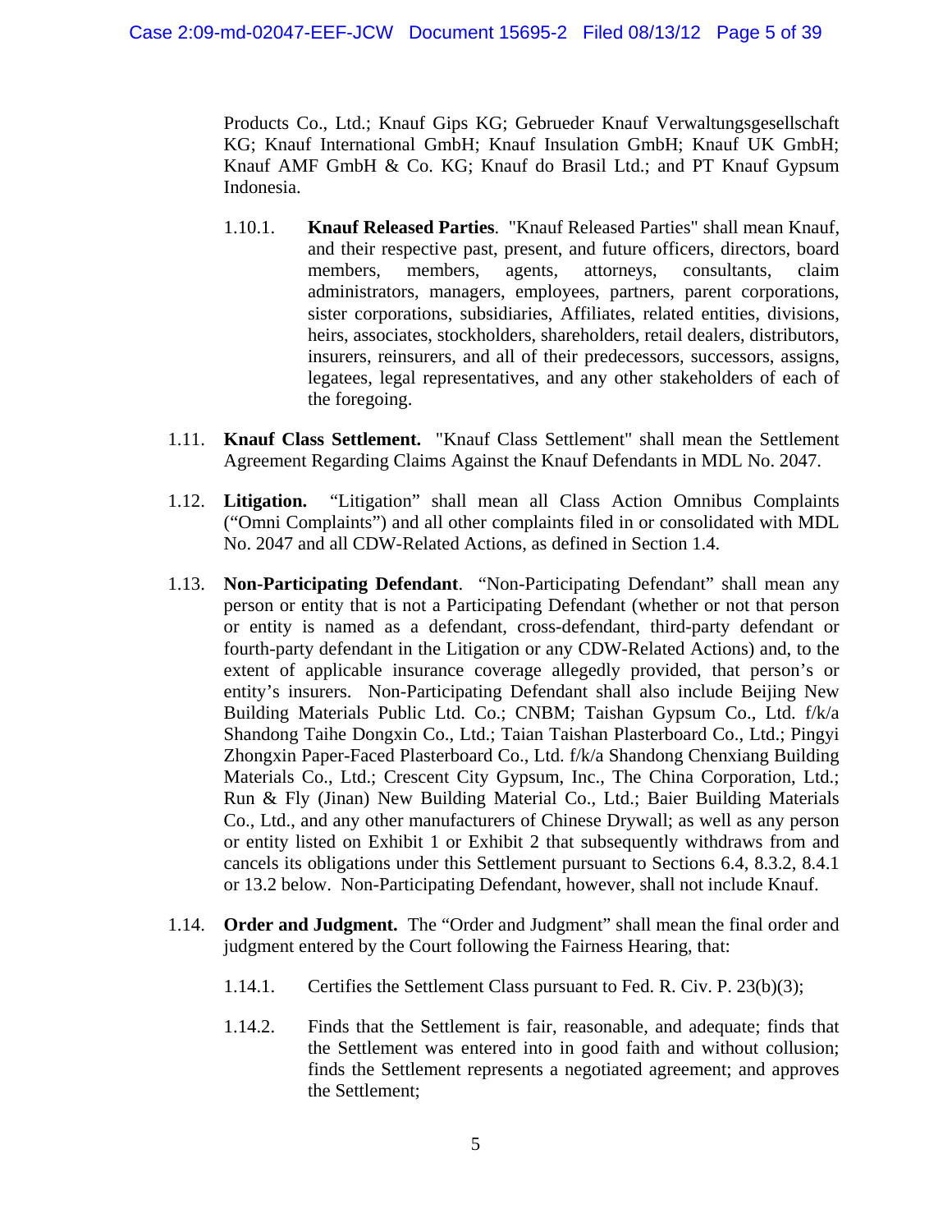Products Co., Ltd.; Knauf Gips KG; Gebrueder Knauf Verwaltungsgesellschaft KG; Knauf International GmbH; Knauf Insulation GmbH; Knauf UK GmbH; Knauf AMF GmbH & Co. KG; Knauf do Brasil Ltd.; and PT Knauf Gypsum Indonesia.

1.10.1. **Knauf Released Parties**. "Knauf Released Parties" shall mean Knauf, and their respective past, present, and future officers, directors, board members, members, agents, attorneys, consultants, claim administrators, managers, employees, partners, parent corporations, sister corporations, subsidiaries, Affiliates, related entities, divisions, heirs, associates, stockholders, shareholders, retail dealers, distributors, insurers, reinsurers, and all of their predecessors, successors, assigns, legatees, legal representatives, and any other stakeholders of each of the foregoing.

1.11. **Knauf Class Settlement.** "Knauf Class Settlement" shall mean the Settlement Agreement Regarding Claims Against the Knauf Defendants in MDL No. 2047.

1.12. **Litigation.** "Litigation" shall mean all Class Action Omnibus Complaints ("Omni Complaints") and all other complaints filed in or consolidated with MDL No. 2047 and all CDW-Related Actions, as defined in Section 1.4.

1.13. **Non-Participating Defendant**. "Non-Participating Defendant" shall mean any person or entity that is not a Participating Defendant (whether or not that person or entity is named as a defendant, cross-defendant, third-party defendant or fourth-party defendant in the Litigation or any CDW-Related Actions) and, to the extent of applicable insurance coverage allegedly provided, that person's or entity's insurers. Non-Participating Defendant shall also include Beijing New Building Materials Public Ltd. Co.; CNBM; Taishan Gypsum Co., Ltd. f/k/a Shandong Taihe Dongxin Co., Ltd.; Taian Taishan Plasterboard Co., Ltd.; Pingyi Zhongxin Paper-Faced Plasterboard Co., Ltd. f/k/a Shandong Chenxiang Building Materials Co., Ltd.; Crescent City Gypsum, Inc., The China Corporation, Ltd.; Run & Fly (Jinan) New Building Material Co., Ltd.; Baier Building Materials Co., Ltd., and any other manufacturers of Chinese Drywall; as well as any person or entity listed on Exhibit 1 or Exhibit 2 that subsequently withdraws from and cancels its obligations under this Settlement pursuant to Sections 6.4, 8.3.2, 8.4.1 or 13.2 below. Non-Participating Defendant, however, shall not include Knauf.

1.14. **Order and Judgment.** The "Order and Judgment" shall mean the final order and judgment entered by the Court following the Fairness Hearing, that:

1.14.1. Certifies the Settlement Class pursuant to Fed. R. Civ. P. 23(b)(3);

1.14.2. Finds that the Settlement is fair, reasonable, and adequate; finds that the Settlement was entered into in good faith and without collusion; finds the Settlement represents a negotiated agreement; and approves the Settlement;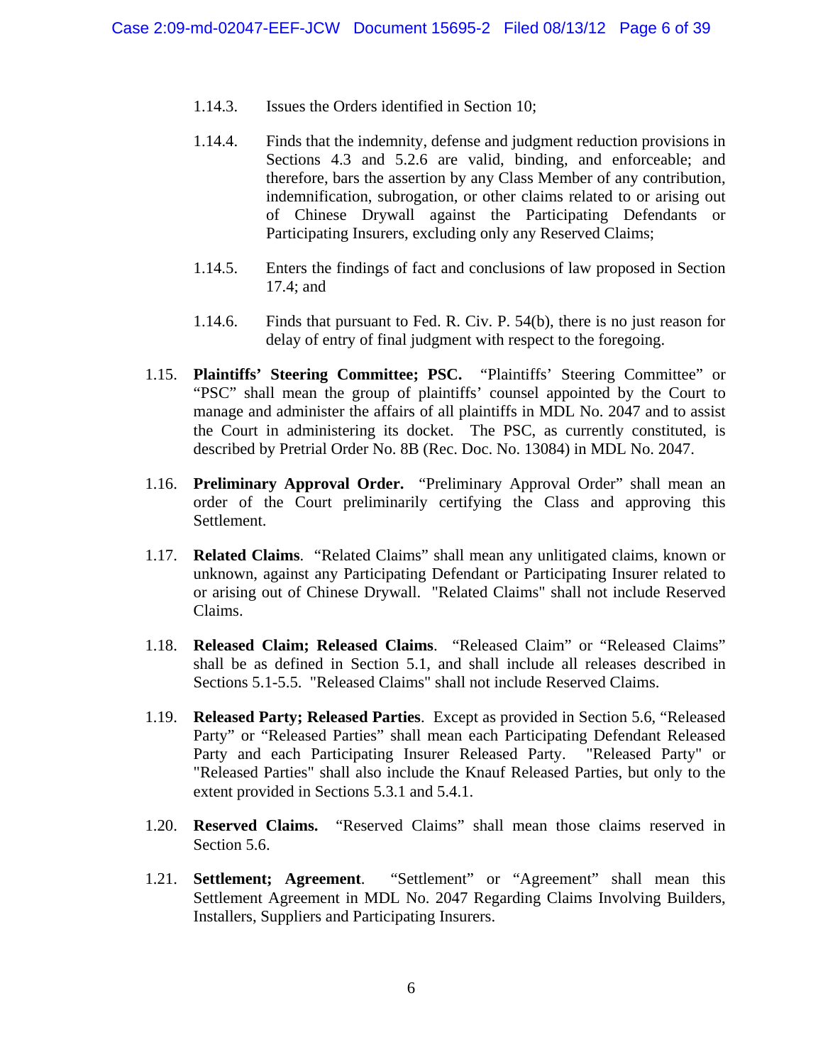1.14.3. Issues the Orders identified in Section 10;

1.14.4. Finds that the indemnity, defense and judgment reduction provisions in Sections 4.3 and 5.2.6 are valid, binding, and enforceable; and therefore, bars the assertion by any Class Member of any contribution, indemnification, subrogation, or other claims related to or arising out of Chinese Drywall against the Participating Defendants or Participating Insurers, excluding only any Reserved Claims;

1.14.5. Enters the findings of fact and conclusions of law proposed in Section 17.4; and

1.14.6. Finds that pursuant to Fed. R. Civ. P. 54(b), there is no just reason for delay of entry of final judgment with respect to the foregoing.

1.15. **Plaintiffs' Steering Committee; PSC.** "Plaintiffs' Steering Committee" or "PSC" shall mean the group of plaintiffs' counsel appointed by the Court to manage and administer the affairs of all plaintiffs in MDL No. 2047 and to assist the Court in administering its docket. The PSC, as currently constituted, is described by Pretrial Order No. 8B (Rec. Doc. No. 13084) in MDL No. 2047.

1.16. **Preliminary Approval Order.** "Preliminary Approval Order" shall mean an order of the Court preliminarily certifying the Class and approving this Settlement.

1.17. **Related Claims**. "Related Claims" shall mean any unlitigated claims, known or unknown, against any Participating Defendant or Participating Insurer related to or arising out of Chinese Drywall. "Related Claims" shall not include Reserved Claims.

1.18. **Released Claim; Released Claims**. "Released Claim" or "Released Claims" shall be as defined in Section 5.1, and shall include all releases described in Sections 5.1-5.5. "Released Claims" shall not include Reserved Claims.

1.19. **Released Party; Released Parties**. Except as provided in Section 5.6, "Released Party" or "Released Parties" shall mean each Participating Defendant Released Party and each Participating Insurer Released Party. "Released Party" or "Released Parties" shall also include the Knauf Released Parties, but only to the extent provided in Sections 5.3.1 and 5.4.1.

1.20. **Reserved Claims.** "Reserved Claims" shall mean those claims reserved in Section 5.6.

1.21. **Settlement; Agreement**. "Settlement" or "Agreement" shall mean this Settlement Agreement in MDL No. 2047 Regarding Claims Involving Builders, Installers, Suppliers and Participating Insurers.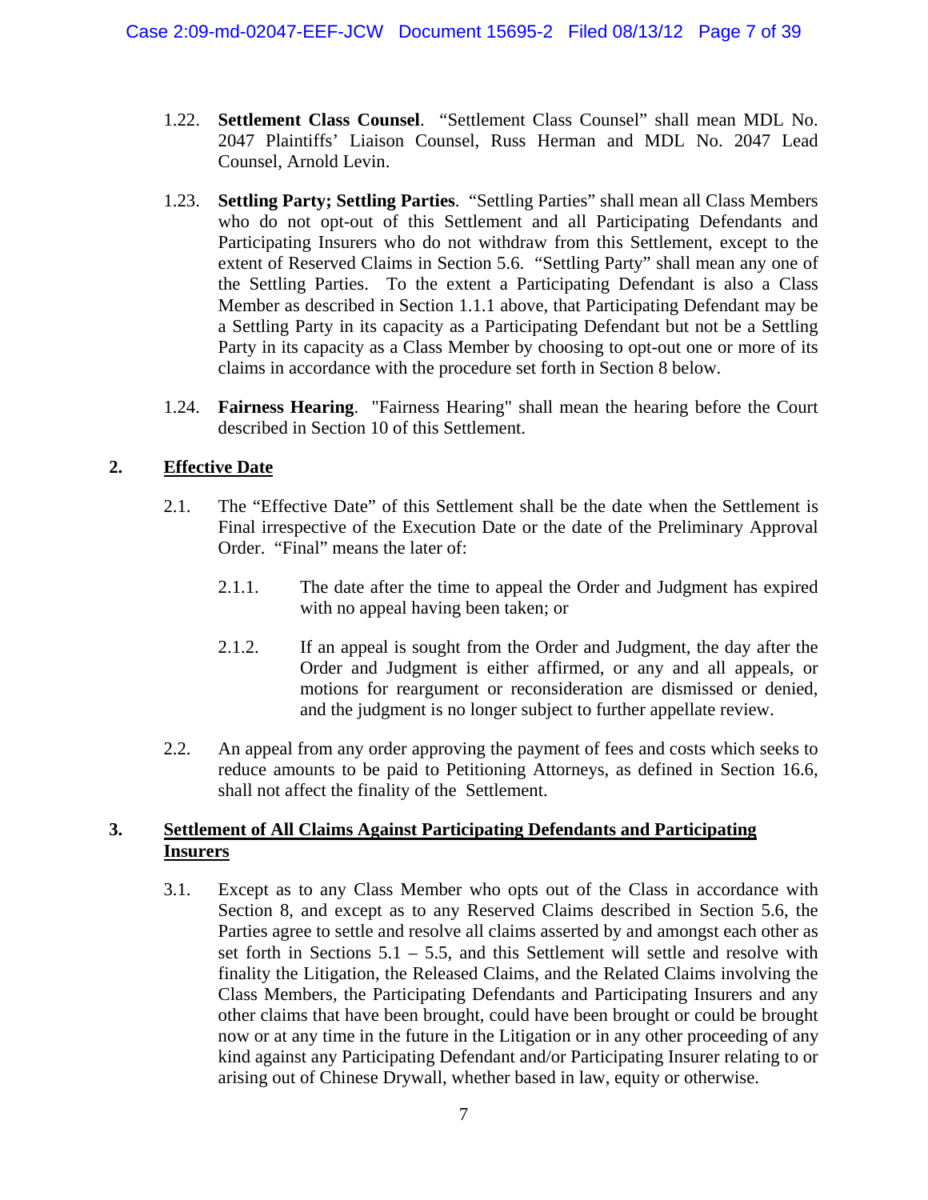1.22. **Settlement Class Counsel**. "Settlement Class Counsel" shall mean MDL No. 2047 Plaintiffs' Liaison Counsel, Russ Herman and MDL No. 2047 Lead Counsel, Arnold Levin.

1.23. **Settling Party; Settling Parties**. "Settling Parties" shall mean all Class Members who do not opt-out of this Settlement and all Participating Defendants and Participating Insurers who do not withdraw from this Settlement, except to the extent of Reserved Claims in Section 5.6. "Settling Party" shall mean any one of the Settling Parties. To the extent a Participating Defendant is also a Class Member as described in Section 1.1.1 above, that Participating Defendant may be a Settling Party in its capacity as a Participating Defendant but not be a Settling Party in its capacity as a Class Member by choosing to opt-out one or more of its claims in accordance with the procedure set forth in Section 8 below.

1.24. **Fairness Hearing**. "Fairness Hearing" shall mean the hearing before the Court described in Section 10 of this Settlement.

## 2. <u>Effective Date</u>

2.1. The "Effective Date" of this Settlement shall be the date when the Settlement is Final irrespective of the Execution Date or the date of the Preliminary Approval Order. "Final" means the later of:

2.1.1. The date after the time to appeal the Order and Judgment has expired with no appeal having been taken; or

2.1.2. If an appeal is sought from the Order and Judgment, the day after the Order and Judgment is either affirmed, or any and all appeals, or motions for reargument or reconsideration are dismissed or denied, and the judgment is no longer subject to further appellate review.

2.2. An appeal from any order approving the payment of fees and costs which seeks to reduce amounts to be paid to Petitioning Attorneys, as defined in Section 16.6, shall not affect the finality of the Settlement.

## 3. <u>Settlement of All Claims Against Participating Defendants and Participating Insurers</u>

3.1. Except as to any Class Member who opts out of the Class in accordance with Section 8, and except as to any Reserved Claims described in Section 5.6, the Parties agree to settle and resolve all claims asserted by and amongst each other as set forth in Sections 5.1 – 5.5, and this Settlement will settle and resolve with finality the Litigation, the Released Claims, and the Related Claims involving the Class Members, the Participating Defendants and Participating Insurers and any other claims that have been brought, could have been brought or could be brought now or at any time in the future in the Litigation or in any other proceeding of any kind against any Participating Defendant and/or Participating Insurer relating to or arising out of Chinese Drywall, whether based in law, equity or otherwise.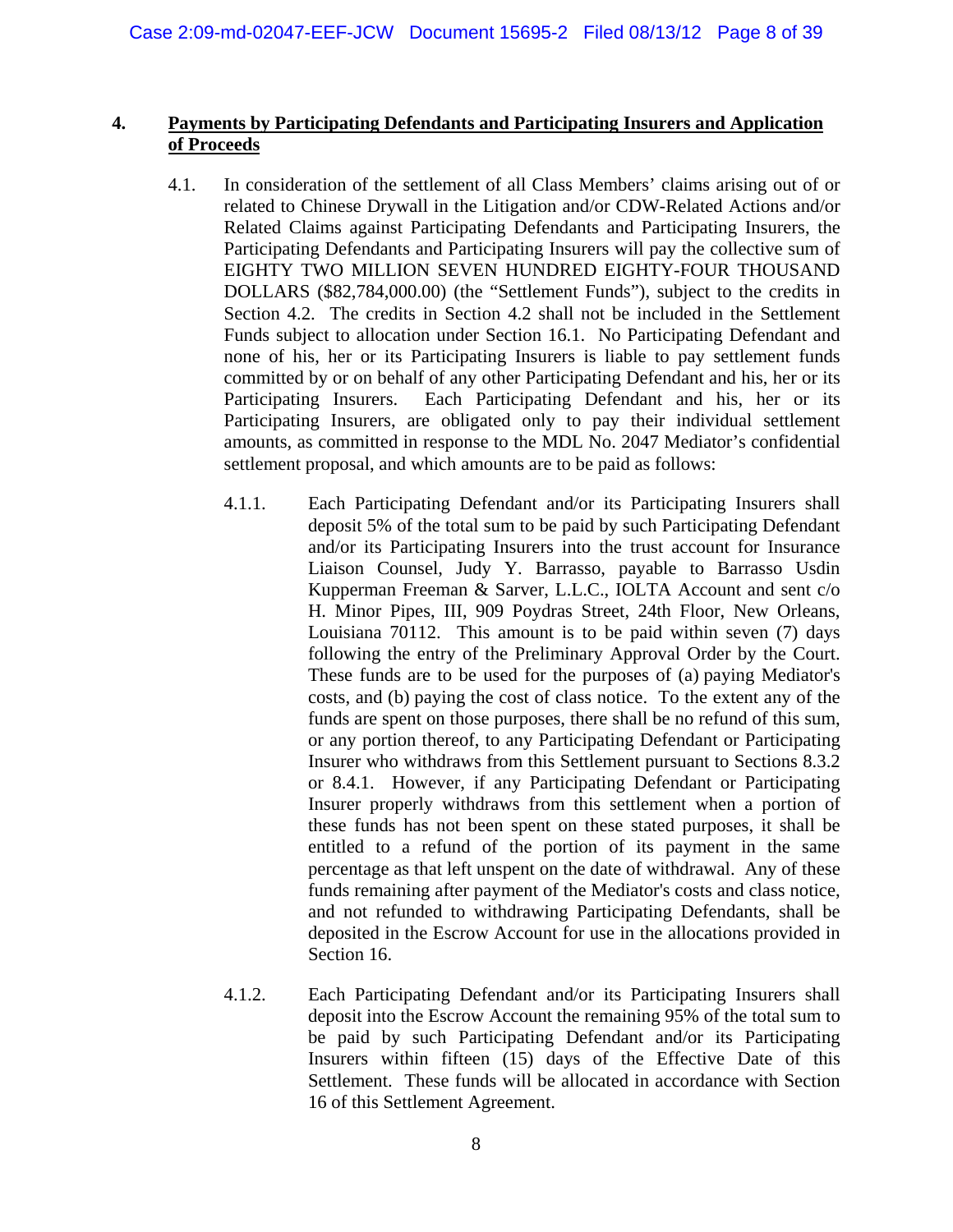## 4. <u>Payments by Participating Defendants and Participating Insurers and Application of Proceeds</u>

4.1. In consideration of the settlement of all Class Members' claims arising out of or related to Chinese Drywall in the Litigation and/or CDW-Related Actions and/or Related Claims against Participating Defendants and Participating Insurers, the Participating Defendants and Participating Insurers will pay the collective sum of EIGHTY TWO MILLION SEVEN HUNDRED EIGHTY-FOUR THOUSAND DOLLARS ($82,784,000.00) (the "Settlement Funds"), subject to the credits in Section 4.2. The credits in Section 4.2 shall not be included in the Settlement Funds subject to allocation under Section 16.1. No Participating Defendant and none of his, her or its Participating Insurers is liable to pay settlement funds committed by or on behalf of any other Participating Defendant and his, her or its Participating Insurers. Each Participating Defendant and his, her or its Participating Insurers, are obligated only to pay their individual settlement amounts, as committed in response to the MDL No. 2047 Mediator's confidential settlement proposal, and which amounts are to be paid as follows:

4.1.1. Each Participating Defendant and/or its Participating Insurers shall deposit 5% of the total sum to be paid by such Participating Defendant and/or its Participating Insurers into the trust account for Insurance Liaison Counsel, Judy Y. Barrasso, payable to Barrasso Usdin Kupperman Freeman & Sarver, L.L.C., IOLTA Account and sent c/o H. Minor Pipes, III, 909 Poydras Street, 24th Floor, New Orleans, Louisiana 70112. This amount is to be paid within seven (7) days following the entry of the Preliminary Approval Order by the Court. These funds are to be used for the purposes of (a) paying Mediator's costs, and (b) paying the cost of class notice. To the extent any of the funds are spent on those purposes, there shall be no refund of this sum, or any portion thereof, to any Participating Defendant or Participating Insurer who withdraws from this Settlement pursuant to Sections 8.3.2 or 8.4.1. However, if any Participating Defendant or Participating Insurer properly withdraws from this settlement when a portion of these funds has not been spent on these stated purposes, it shall be entitled to a refund of the portion of its payment in the same percentage as that left unspent on the date of withdrawal. Any of these funds remaining after payment of the Mediator's costs and class notice, and not refunded to withdrawing Participating Defendants, shall be deposited in the Escrow Account for use in the allocations provided in Section 16.

4.1.2. Each Participating Defendant and/or its Participating Insurers shall deposit into the Escrow Account the remaining 95% of the total sum to be paid by such Participating Defendant and/or its Participating Insurers within fifteen (15) days of the Effective Date of this Settlement. These funds will be allocated in accordance with Section 16 of this Settlement Agreement.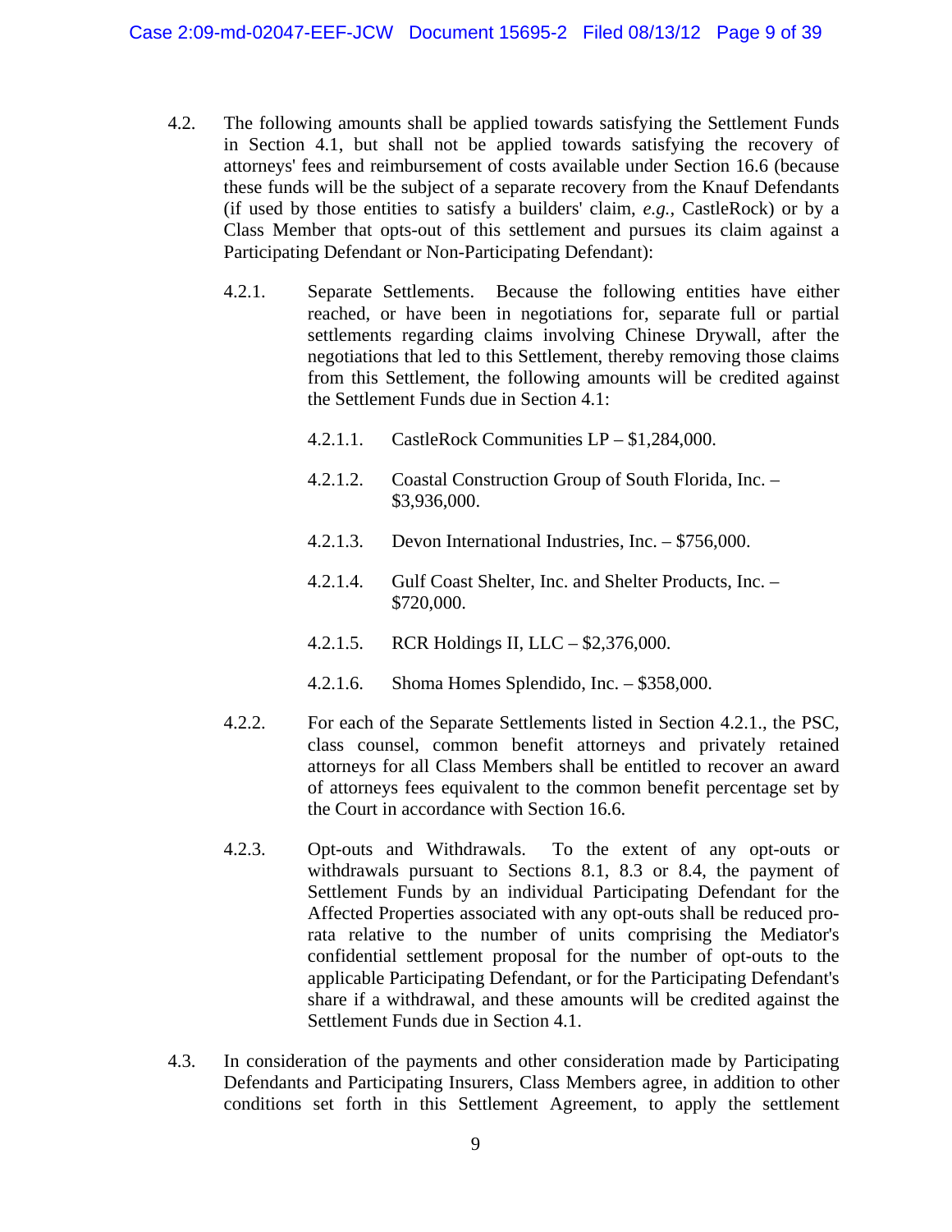4.2. The following amounts shall be applied towards satisfying the Settlement Funds in Section 4.1, but shall not be applied towards satisfying the recovery of attorneys' fees and reimbursement of costs available under Section 16.6 (because these funds will be the subject of a separate recovery from the Knauf Defendants (if used by those entities to satisfy a builders' claim, *e.g.*, CastleRock) or by a Class Member that opts-out of this settlement and pursues its claim against a Participating Defendant or Non-Participating Defendant):

4.2.1. Separate Settlements. Because the following entities have either reached, or have been in negotiations for, separate full or partial settlements regarding claims involving Chinese Drywall, after the negotiations that led to this Settlement, thereby removing those claims from this Settlement, the following amounts will be credited against the Settlement Funds due in Section 4.1:

4.2.1.1. CastleRock Communities LP – $1,284,000.

4.2.1.2. Coastal Construction Group of South Florida, Inc. – $3,936,000.

4.2.1.3. Devon International Industries, Inc. – $756,000.

4.2.1.4. Gulf Coast Shelter, Inc. and Shelter Products, Inc. – $720,000.

4.2.1.5. RCR Holdings II, LLC – $2,376,000.

4.2.1.6. Shoma Homes Splendido, Inc. – $358,000.

4.2.2. For each of the Separate Settlements listed in Section 4.2.1., the PSC, class counsel, common benefit attorneys and privately retained attorneys for all Class Members shall be entitled to recover an award of attorneys fees equivalent to the common benefit percentage set by the Court in accordance with Section 16.6.

4.2.3. Opt-outs and Withdrawals. To the extent of any opt-outs or withdrawals pursuant to Sections 8.1, 8.3 or 8.4, the payment of Settlement Funds by an individual Participating Defendant for the Affected Properties associated with any opt-outs shall be reduced pro-rata relative to the number of units comprising the Mediator's confidential settlement proposal for the number of opt-outs to the applicable Participating Defendant, or for the Participating Defendant's share if a withdrawal, and these amounts will be credited against the Settlement Funds due in Section 4.1.

4.3. In consideration of the payments and other consideration made by Participating Defendants and Participating Insurers, Class Members agree, in addition to other conditions set forth in this Settlement Agreement, to apply the settlement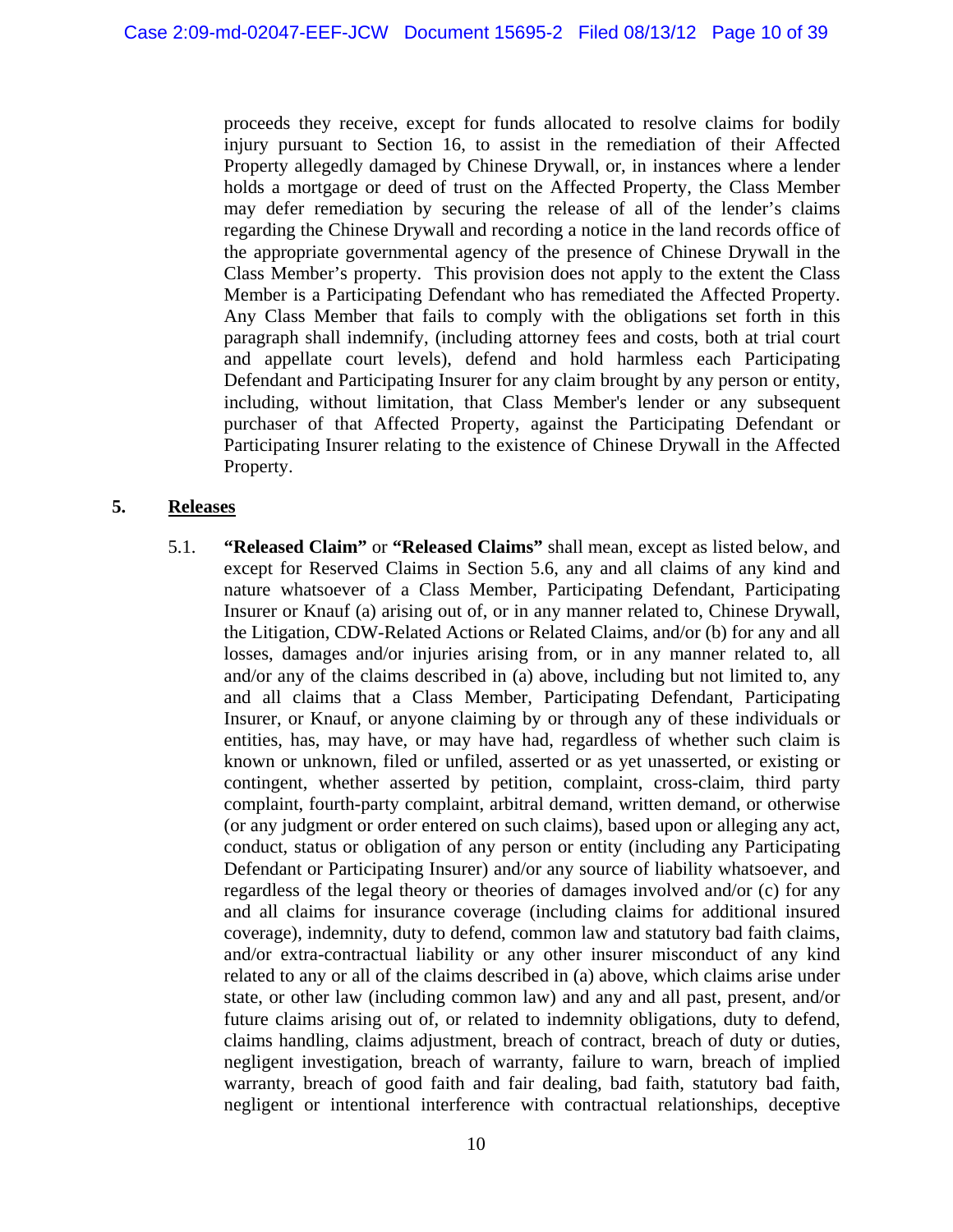proceeds they receive, except for funds allocated to resolve claims for bodily injury pursuant to Section 16, to assist in the remediation of their Affected Property allegedly damaged by Chinese Drywall, or, in instances where a lender holds a mortgage or deed of trust on the Affected Property, the Class Member may defer remediation by securing the release of all of the lender's claims regarding the Chinese Drywall and recording a notice in the land records office of the appropriate governmental agency of the presence of Chinese Drywall in the Class Member's property. This provision does not apply to the extent the Class Member is a Participating Defendant who has remediated the Affected Property. Any Class Member that fails to comply with the obligations set forth in this paragraph shall indemnify, (including attorney fees and costs, both at trial court and appellate court levels), defend and hold harmless each Participating Defendant and Participating Insurer for any claim brought by any person or entity, including, without limitation, that Class Member's lender or any subsequent purchaser of that Affected Property, against the Participating Defendant or Participating Insurer relating to the existence of Chinese Drywall in the Affected Property.

## 5. Releases

5.1. **"Released Claim"** or **"Released Claims"** shall mean, except as listed below, and except for Reserved Claims in Section 5.6, any and all claims of any kind and nature whatsoever of a Class Member, Participating Defendant, Participating Insurer or Knauf (a) arising out of, or in any manner related to, Chinese Drywall, the Litigation, CDW-Related Actions or Related Claims, and/or (b) for any and all losses, damages and/or injuries arising from, or in any manner related to, all and/or any of the claims described in (a) above, including but not limited to, any and all claims that a Class Member, Participating Defendant, Participating Insurer, or Knauf, or anyone claiming by or through any of these individuals or entities, has, may have, or may have had, regardless of whether such claim is known or unknown, filed or unfiled, asserted or as yet unasserted, or existing or contingent, whether asserted by petition, complaint, cross-claim, third party complaint, fourth-party complaint, arbitral demand, written demand, or otherwise (or any judgment or order entered on such claims), based upon or alleging any act, conduct, status or obligation of any person or entity (including any Participating Defendant or Participating Insurer) and/or any source of liability whatsoever, and regardless of the legal theory or theories of damages involved and/or (c) for any and all claims for insurance coverage (including claims for additional insured coverage), indemnity, duty to defend, common law and statutory bad faith claims, and/or extra-contractual liability or any other insurer misconduct of any kind related to any or all of the claims described in (a) above, which claims arise under state, or other law (including common law) and any and all past, present, and/or future claims arising out of, or related to indemnity obligations, duty to defend, claims handling, claims adjustment, breach of contract, breach of duty or duties, negligent investigation, breach of warranty, failure to warn, breach of implied warranty, breach of good faith and fair dealing, bad faith, statutory bad faith, negligent or intentional interference with contractual relationships, deceptive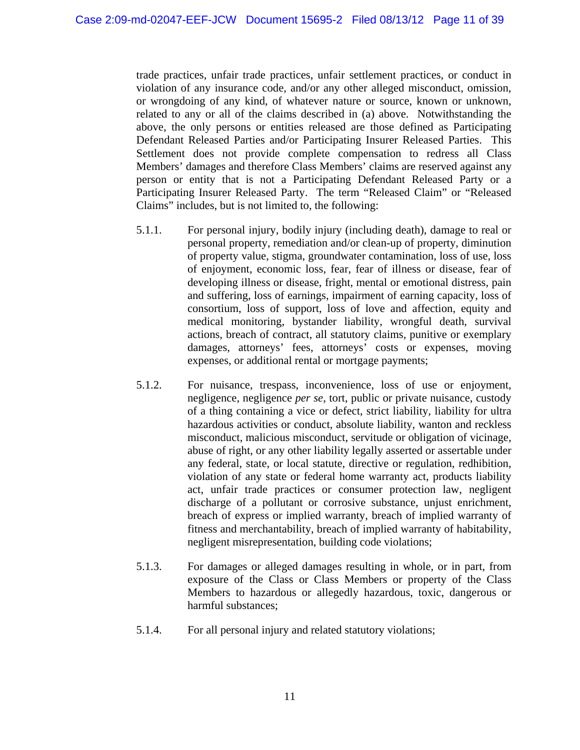trade practices, unfair trade practices, unfair settlement practices, or conduct in violation of any insurance code, and/or any other alleged misconduct, omission, or wrongdoing of any kind, of whatever nature or source, known or unknown, related to any or all of the claims described in (a) above. Notwithstanding the above, the only persons or entities released are those defined as Participating Defendant Released Parties and/or Participating Insurer Released Parties. This Settlement does not provide complete compensation to redress all Class Members' damages and therefore Class Members' claims are reserved against any person or entity that is not a Participating Defendant Released Party or a Participating Insurer Released Party. The term "Released Claim" or "Released Claims" includes, but is not limited to, the following:

5.1.1. For personal injury, bodily injury (including death), damage to real or personal property, remediation and/or clean-up of property, diminution of property value, stigma, groundwater contamination, loss of use, loss of enjoyment, economic loss, fear, fear of illness or disease, fear of developing illness or disease, fright, mental or emotional distress, pain and suffering, loss of earnings, impairment of earning capacity, loss of consortium, loss of support, loss of love and affection, equity and medical monitoring, bystander liability, wrongful death, survival actions, breach of contract, all statutory claims, punitive or exemplary damages, attorneys' fees, attorneys' costs or expenses, moving expenses, or additional rental or mortgage payments;

5.1.2. For nuisance, trespass, inconvenience, loss of use or enjoyment, negligence, negligence *per se*, tort, public or private nuisance, custody of a thing containing a vice or defect, strict liability, liability for ultra hazardous activities or conduct, absolute liability, wanton and reckless misconduct, malicious misconduct, servitude or obligation of vicinage, abuse of right, or any other liability legally asserted or assertable under any federal, state, or local statute, directive or regulation, redhibition, violation of any state or federal home warranty act, products liability act, unfair trade practices or consumer protection law, negligent discharge of a pollutant or corrosive substance, unjust enrichment, breach of express or implied warranty, breach of implied warranty of fitness and merchantability, breach of implied warranty of habitability, negligent misrepresentation, building code violations;

5.1.3. For damages or alleged damages resulting in whole, or in part, from exposure of the Class or Class Members or property of the Class Members to hazardous or allegedly hazardous, toxic, dangerous or harmful substances;

5.1.4. For all personal injury and related statutory violations;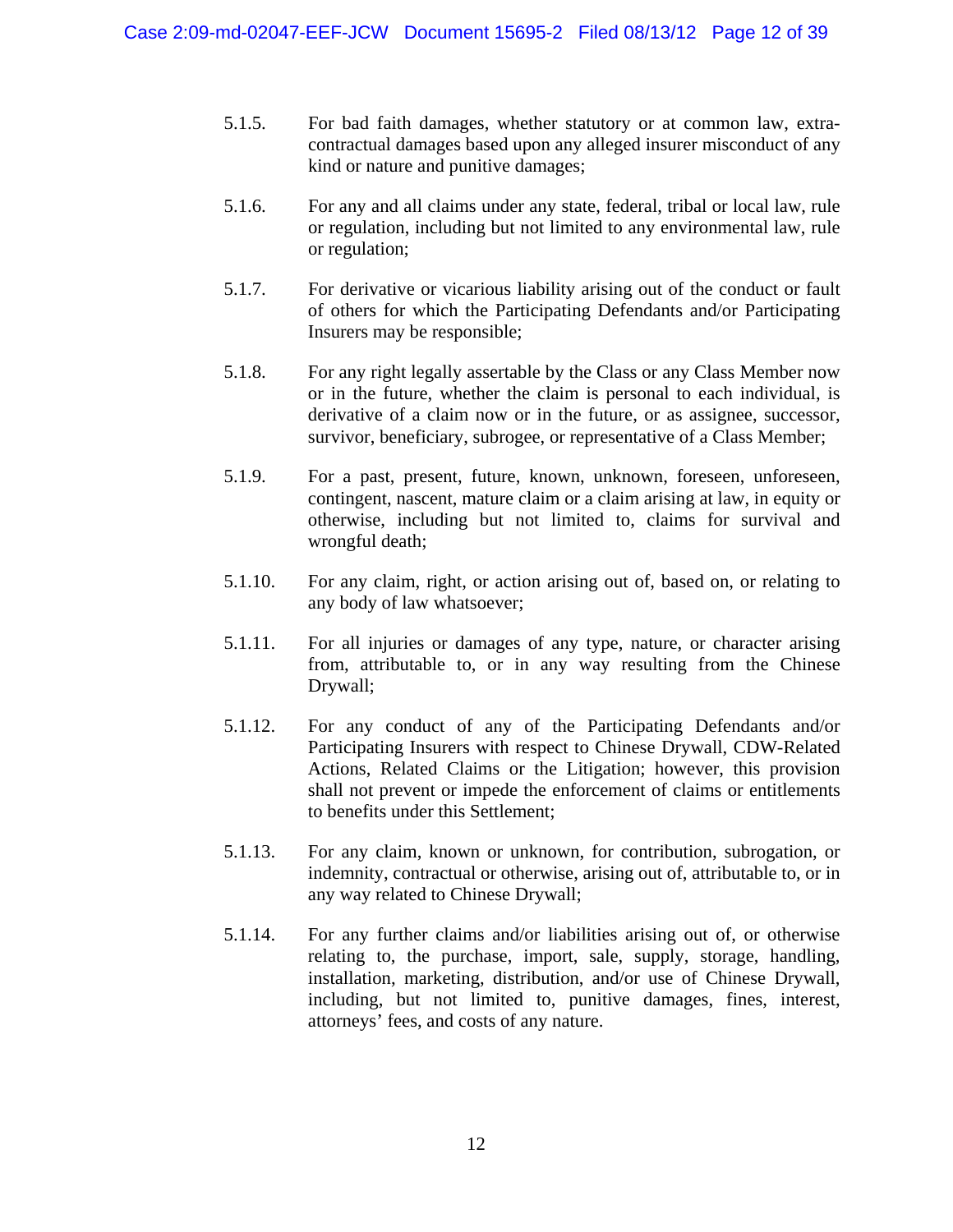5.1.5. For bad faith damages, whether statutory or at common law, extra-contractual damages based upon any alleged insurer misconduct of any kind or nature and punitive damages;

5.1.6. For any and all claims under any state, federal, tribal or local law, rule or regulation, including but not limited to any environmental law, rule or regulation;

5.1.7. For derivative or vicarious liability arising out of the conduct or fault of others for which the Participating Defendants and/or Participating Insurers may be responsible;

5.1.8. For any right legally assertable by the Class or any Class Member now or in the future, whether the claim is personal to each individual, is derivative of a claim now or in the future, or as assignee, successor, survivor, beneficiary, subrogee, or representative of a Class Member;

5.1.9. For a past, present, future, known, unknown, foreseen, unforeseen, contingent, nascent, mature claim or a claim arising at law, in equity or otherwise, including but not limited to, claims for survival and wrongful death;

5.1.10. For any claim, right, or action arising out of, based on, or relating to any body of law whatsoever;

5.1.11. For all injuries or damages of any type, nature, or character arising from, attributable to, or in any way resulting from the Chinese Drywall;

5.1.12. For any conduct of any of the Participating Defendants and/or Participating Insurers with respect to Chinese Drywall, CDW-Related Actions, Related Claims or the Litigation; however, this provision shall not prevent or impede the enforcement of claims or entitlements to benefits under this Settlement;

5.1.13. For any claim, known or unknown, for contribution, subrogation, or indemnity, contractual or otherwise, arising out of, attributable to, or in any way related to Chinese Drywall;

5.1.14. For any further claims and/or liabilities arising out of, or otherwise relating to, the purchase, import, sale, supply, storage, handling, installation, marketing, distribution, and/or use of Chinese Drywall, including, but not limited to, punitive damages, fines, interest, attorneys' fees, and costs of any nature.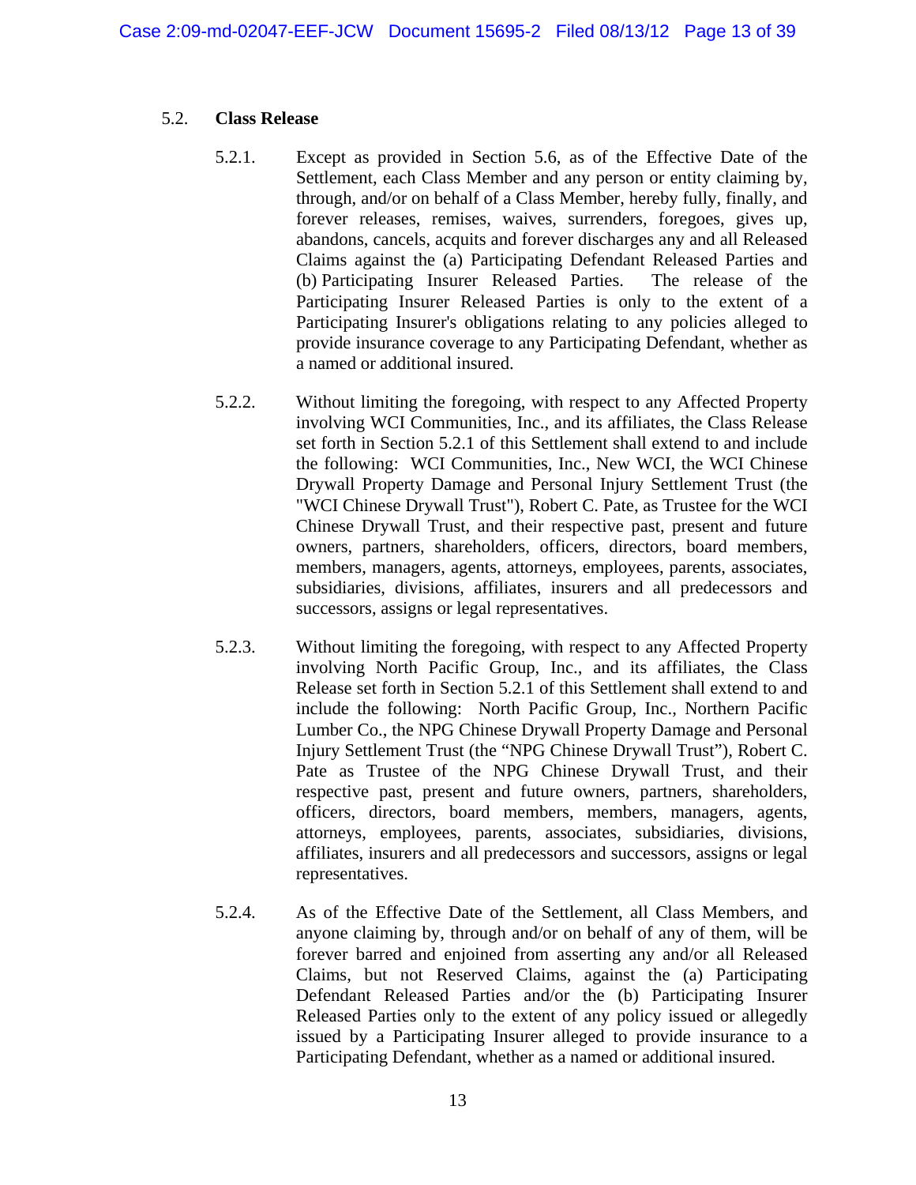## 5.2. Class Release

5.2.1. Except as provided in Section 5.6, as of the Effective Date of the Settlement, each Class Member and any person or entity claiming by, through, and/or on behalf of a Class Member, hereby fully, finally, and forever releases, remises, waives, surrenders, foregoes, gives up, abandons, cancels, acquits and forever discharges any and all Released Claims against the (a) Participating Defendant Released Parties and (b) Participating Insurer Released Parties. The release of the Participating Insurer Released Parties is only to the extent of a Participating Insurer's obligations relating to any policies alleged to provide insurance coverage to any Participating Defendant, whether as a named or additional insured.

5.2.2. Without limiting the foregoing, with respect to any Affected Property involving WCI Communities, Inc., and its affiliates, the Class Release set forth in Section 5.2.1 of this Settlement shall extend to and include the following: WCI Communities, Inc., New WCI, the WCI Chinese Drywall Property Damage and Personal Injury Settlement Trust (the "WCI Chinese Drywall Trust"), Robert C. Pate, as Trustee for the WCI Chinese Drywall Trust, and their respective past, present and future owners, partners, shareholders, officers, directors, board members, members, managers, agents, attorneys, employees, parents, associates, subsidiaries, divisions, affiliates, insurers and all predecessors and successors, assigns or legal representatives.

5.2.3. Without limiting the foregoing, with respect to any Affected Property involving North Pacific Group, Inc., and its affiliates, the Class Release set forth in Section 5.2.1 of this Settlement shall extend to and include the following: North Pacific Group, Inc., Northern Pacific Lumber Co., the NPG Chinese Drywall Property Damage and Personal Injury Settlement Trust (the "NPG Chinese Drywall Trust"), Robert C. Pate as Trustee of the NPG Chinese Drywall Trust, and their respective past, present and future owners, partners, shareholders, officers, directors, board members, members, managers, agents, attorneys, employees, parents, associates, subsidiaries, divisions, affiliates, insurers and all predecessors and successors, assigns or legal representatives.

5.2.4. As of the Effective Date of the Settlement, all Class Members, and anyone claiming by, through and/or on behalf of any of them, will be forever barred and enjoined from asserting any and/or all Released Claims, but not Reserved Claims, against the (a) Participating Defendant Released Parties and/or the (b) Participating Insurer Released Parties only to the extent of any policy issued or allegedly issued by a Participating Insurer alleged to provide insurance to a Participating Defendant, whether as a named or additional insured.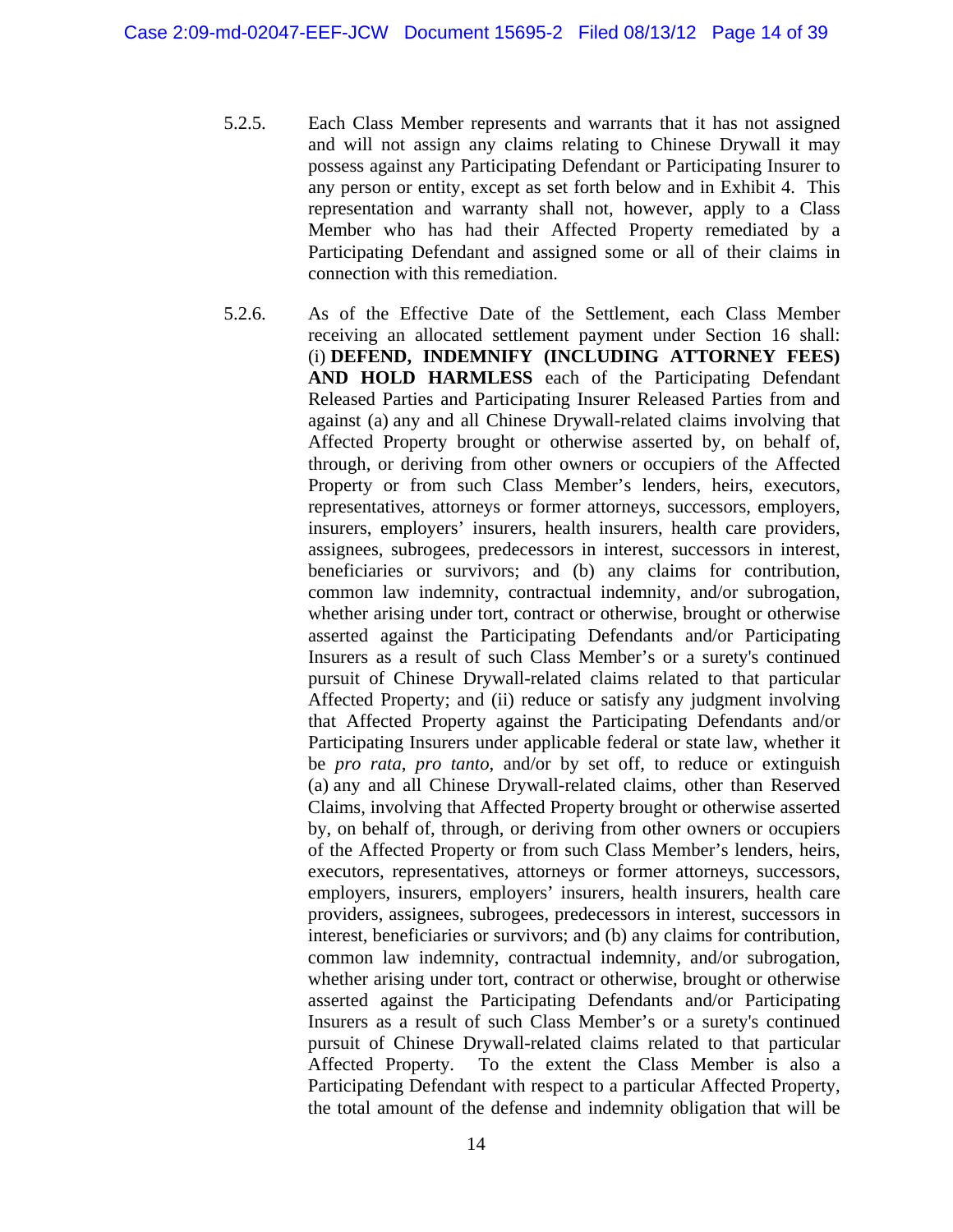5.2.5. Each Class Member represents and warrants that it has not assigned and will not assign any claims relating to Chinese Drywall it may possess against any Participating Defendant or Participating Insurer to any person or entity, except as set forth below and in Exhibit 4. This representation and warranty shall not, however, apply to a Class Member who has had their Affected Property remediated by a Participating Defendant and assigned some or all of their claims in connection with this remediation.

5.2.6. As of the Effective Date of the Settlement, each Class Member receiving an allocated settlement payment under Section 16 shall: (i) **DEFEND, INDEMNIFY (INCLUDING ATTORNEY FEES) AND HOLD HARMLESS** each of the Participating Defendant Released Parties and Participating Insurer Released Parties from and against (a) any and all Chinese Drywall-related claims involving that Affected Property brought or otherwise asserted by, on behalf of, through, or deriving from other owners or occupiers of the Affected Property or from such Class Member's lenders, heirs, executors, representatives, attorneys or former attorneys, successors, employers, insurers, employers' insurers, health insurers, health care providers, assignees, subrogees, predecessors in interest, successors in interest, beneficiaries or survivors; and (b) any claims for contribution, common law indemnity, contractual indemnity, and/or subrogation, whether arising under tort, contract or otherwise, brought or otherwise asserted against the Participating Defendants and/or Participating Insurers as a result of such Class Member's or a surety's continued pursuit of Chinese Drywall-related claims related to that particular Affected Property; and (ii) reduce or satisfy any judgment involving that Affected Property against the Participating Defendants and/or Participating Insurers under applicable federal or state law, whether it be *pro rata*, *pro tanto*, and/or by set off, to reduce or extinguish (a) any and all Chinese Drywall-related claims, other than Reserved Claims, involving that Affected Property brought or otherwise asserted by, on behalf of, through, or deriving from other owners or occupiers of the Affected Property or from such Class Member's lenders, heirs, executors, representatives, attorneys or former attorneys, successors, employers, insurers, employers' insurers, health insurers, health care providers, assignees, subrogees, predecessors in interest, successors in interest, beneficiaries or survivors; and (b) any claims for contribution, common law indemnity, contractual indemnity, and/or subrogation, whether arising under tort, contract or otherwise, brought or otherwise asserted against the Participating Defendants and/or Participating Insurers as a result of such Class Member's or a surety's continued pursuit of Chinese Drywall-related claims related to that particular Affected Property. To the extent the Class Member is also a Participating Defendant with respect to a particular Affected Property, the total amount of the defense and indemnity obligation that will be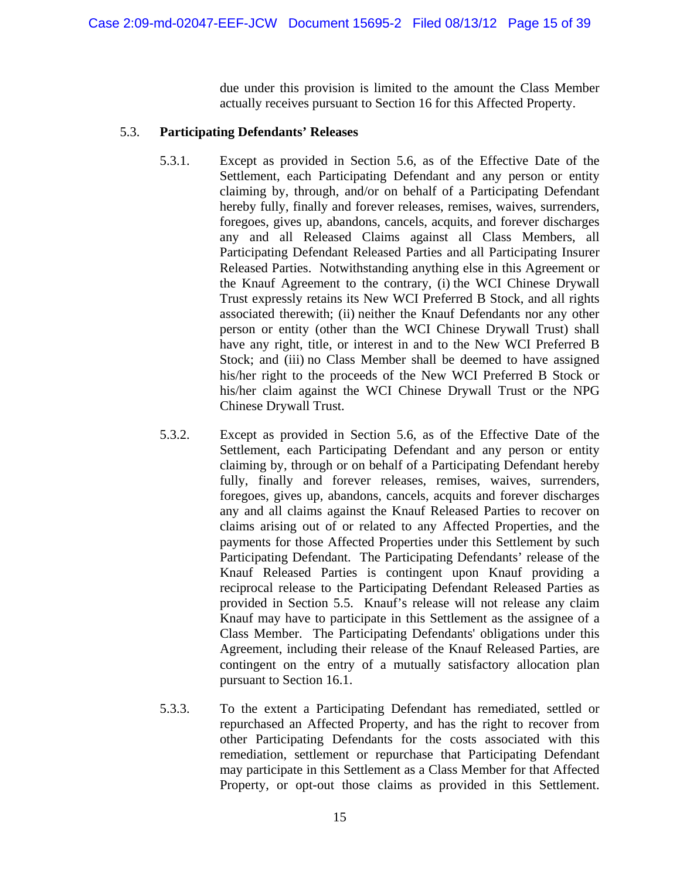due under this provision is limited to the amount the Class Member actually receives pursuant to Section 16 for this Affected Property.

5.3. **Participating Defendants' Releases**

5.3.1. Except as provided in Section 5.6, as of the Effective Date of the Settlement, each Participating Defendant and any person or entity claiming by, through, and/or on behalf of a Participating Defendant hereby fully, finally and forever releases, remises, waives, surrenders, foregoes, gives up, abandons, cancels, acquits, and forever discharges any and all Released Claims against all Class Members, all Participating Defendant Released Parties and all Participating Insurer Released Parties. Notwithstanding anything else in this Agreement or the Knauf Agreement to the contrary, (i) the WCI Chinese Drywall Trust expressly retains its New WCI Preferred B Stock, and all rights associated therewith; (ii) neither the Knauf Defendants nor any other person or entity (other than the WCI Chinese Drywall Trust) shall have any right, title, or interest in and to the New WCI Preferred B Stock; and (iii) no Class Member shall be deemed to have assigned his/her right to the proceeds of the New WCI Preferred B Stock or his/her claim against the WCI Chinese Drywall Trust or the NPG Chinese Drywall Trust.

5.3.2. Except as provided in Section 5.6, as of the Effective Date of the Settlement, each Participating Defendant and any person or entity claiming by, through or on behalf of a Participating Defendant hereby fully, finally and forever releases, remises, waives, surrenders, foregoes, gives up, abandons, cancels, acquits and forever discharges any and all claims against the Knauf Released Parties to recover on claims arising out of or related to any Affected Properties, and the payments for those Affected Properties under this Settlement by such Participating Defendant. The Participating Defendants' release of the Knauf Released Parties is contingent upon Knauf providing a reciprocal release to the Participating Defendant Released Parties as provided in Section 5.5. Knauf's release will not release any claim Knauf may have to participate in this Settlement as the assignee of a Class Member. The Participating Defendants' obligations under this Agreement, including their release of the Knauf Released Parties, are contingent on the entry of a mutually satisfactory allocation plan pursuant to Section 16.1.

5.3.3. To the extent a Participating Defendant has remediated, settled or repurchased an Affected Property, and has the right to recover from other Participating Defendants for the costs associated with this remediation, settlement or repurchase that Participating Defendant may participate in this Settlement as a Class Member for that Affected Property, or opt-out those claims as provided in this Settlement.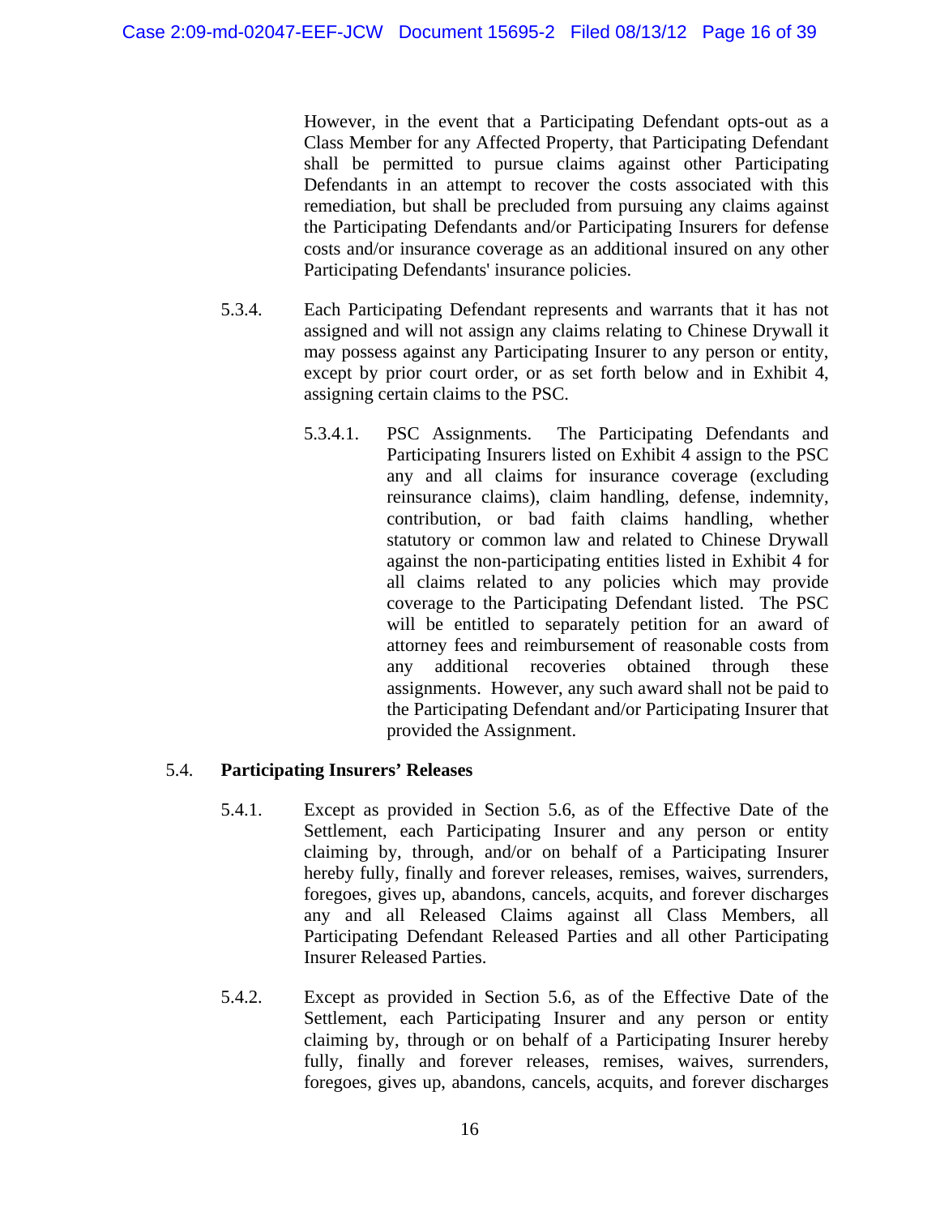However, in the event that a Participating Defendant opts-out as a Class Member for any Affected Property, that Participating Defendant shall be permitted to pursue claims against other Participating Defendants in an attempt to recover the costs associated with this remediation, but shall be precluded from pursuing any claims against the Participating Defendants and/or Participating Insurers for defense costs and/or insurance coverage as an additional insured on any other Participating Defendants' insurance policies.

5.3.4. Each Participating Defendant represents and warrants that it has not assigned and will not assign any claims relating to Chinese Drywall it may possess against any Participating Insurer to any person or entity, except by prior court order, or as set forth below and in Exhibit 4, assigning certain claims to the PSC.

5.3.4.1. PSC Assignments. The Participating Defendants and Participating Insurers listed on Exhibit 4 assign to the PSC any and all claims for insurance coverage (excluding reinsurance claims), claim handling, defense, indemnity, contribution, or bad faith claims handling, whether statutory or common law and related to Chinese Drywall against the non-participating entities listed in Exhibit 4 for all claims related to any policies which may provide coverage to the Participating Defendant listed. The PSC will be entitled to separately petition for an award of attorney fees and reimbursement of reasonable costs from any additional recoveries obtained through these assignments. However, any such award shall not be paid to the Participating Defendant and/or Participating Insurer that provided the Assignment.

5.4. **Participating Insurers' Releases**

5.4.1. Except as provided in Section 5.6, as of the Effective Date of the Settlement, each Participating Insurer and any person or entity claiming by, through, and/or on behalf of a Participating Insurer hereby fully, finally and forever releases, remises, waives, surrenders, foregoes, gives up, abandons, cancels, acquits, and forever discharges any and all Released Claims against all Class Members, all Participating Defendant Released Parties and all other Participating Insurer Released Parties.

5.4.2. Except as provided in Section 5.6, as of the Effective Date of the Settlement, each Participating Insurer and any person or entity claiming by, through or on behalf of a Participating Insurer hereby fully, finally and forever releases, remises, waives, surrenders, foregoes, gives up, abandons, cancels, acquits, and forever discharges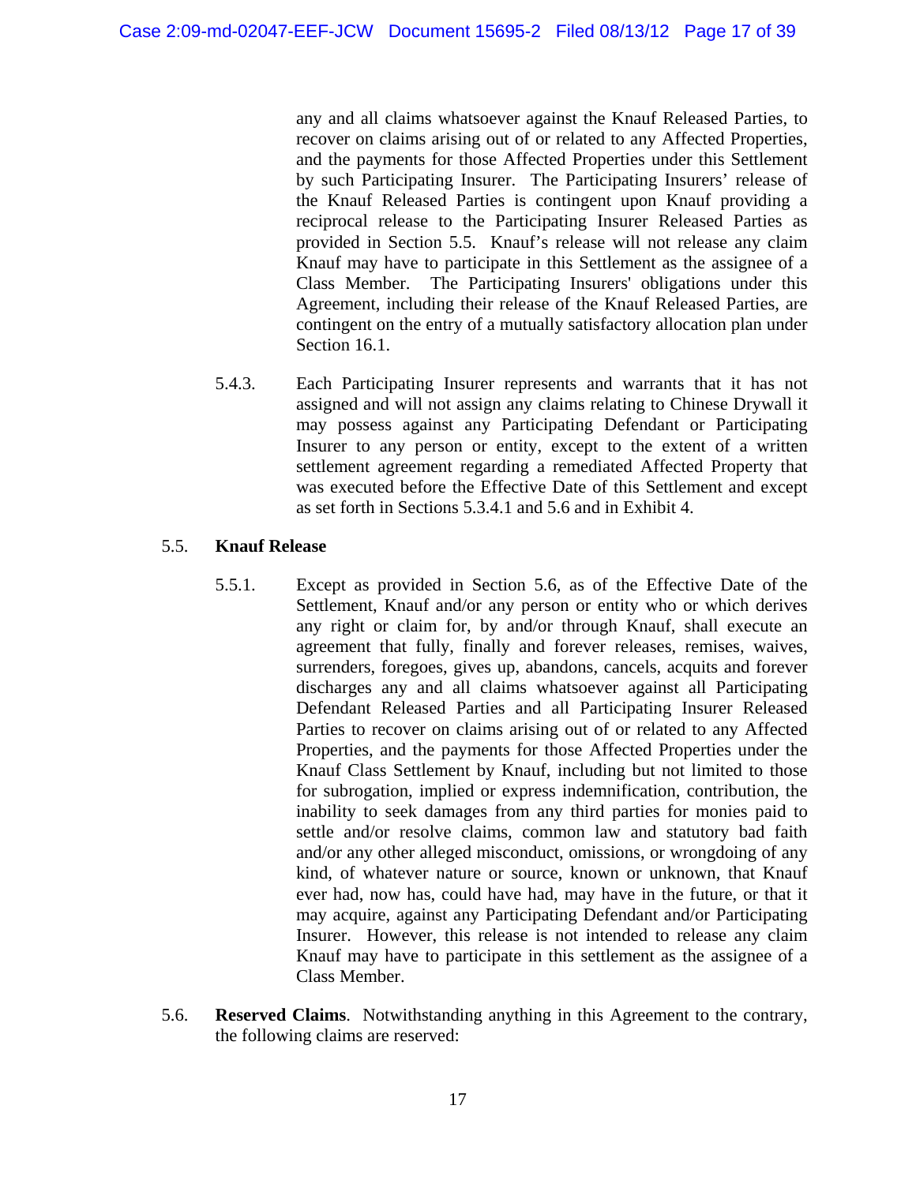any and all claims whatsoever against the Knauf Released Parties, to recover on claims arising out of or related to any Affected Properties, and the payments for those Affected Properties under this Settlement by such Participating Insurer. The Participating Insurers' release of the Knauf Released Parties is contingent upon Knauf providing a reciprocal release to the Participating Insurer Released Parties as provided in Section 5.5. Knauf's release will not release any claim Knauf may have to participate in this Settlement as the assignee of a Class Member. The Participating Insurers' obligations under this Agreement, including their release of the Knauf Released Parties, are contingent on the entry of a mutually satisfactory allocation plan under Section 16.1.

5.4.3. Each Participating Insurer represents and warrants that it has not assigned and will not assign any claims relating to Chinese Drywall it may possess against any Participating Defendant or Participating Insurer to any person or entity, except to the extent of a written settlement agreement regarding a remediated Affected Property that was executed before the Effective Date of this Settlement and except as set forth in Sections 5.3.4.1 and 5.6 and in Exhibit 4.

5.5. **Knauf Release**

5.5.1. Except as provided in Section 5.6, as of the Effective Date of the Settlement, Knauf and/or any person or entity who or which derives any right or claim for, by and/or through Knauf, shall execute an agreement that fully, finally and forever releases, remises, waives, surrenders, foregoes, gives up, abandons, cancels, acquits and forever discharges any and all claims whatsoever against all Participating Defendant Released Parties and all Participating Insurer Released Parties to recover on claims arising out of or related to any Affected Properties, and the payments for those Affected Properties under the Knauf Class Settlement by Knauf, including but not limited to those for subrogation, implied or express indemnification, contribution, the inability to seek damages from any third parties for monies paid to settle and/or resolve claims, common law and statutory bad faith and/or any other alleged misconduct, omissions, or wrongdoing of any kind, of whatever nature or source, known or unknown, that Knauf ever had, now has, could have had, may have in the future, or that it may acquire, against any Participating Defendant and/or Participating Insurer. However, this release is not intended to release any claim Knauf may have to participate in this settlement as the assignee of a Class Member.

5.6. **Reserved Claims**. Notwithstanding anything in this Agreement to the contrary, the following claims are reserved: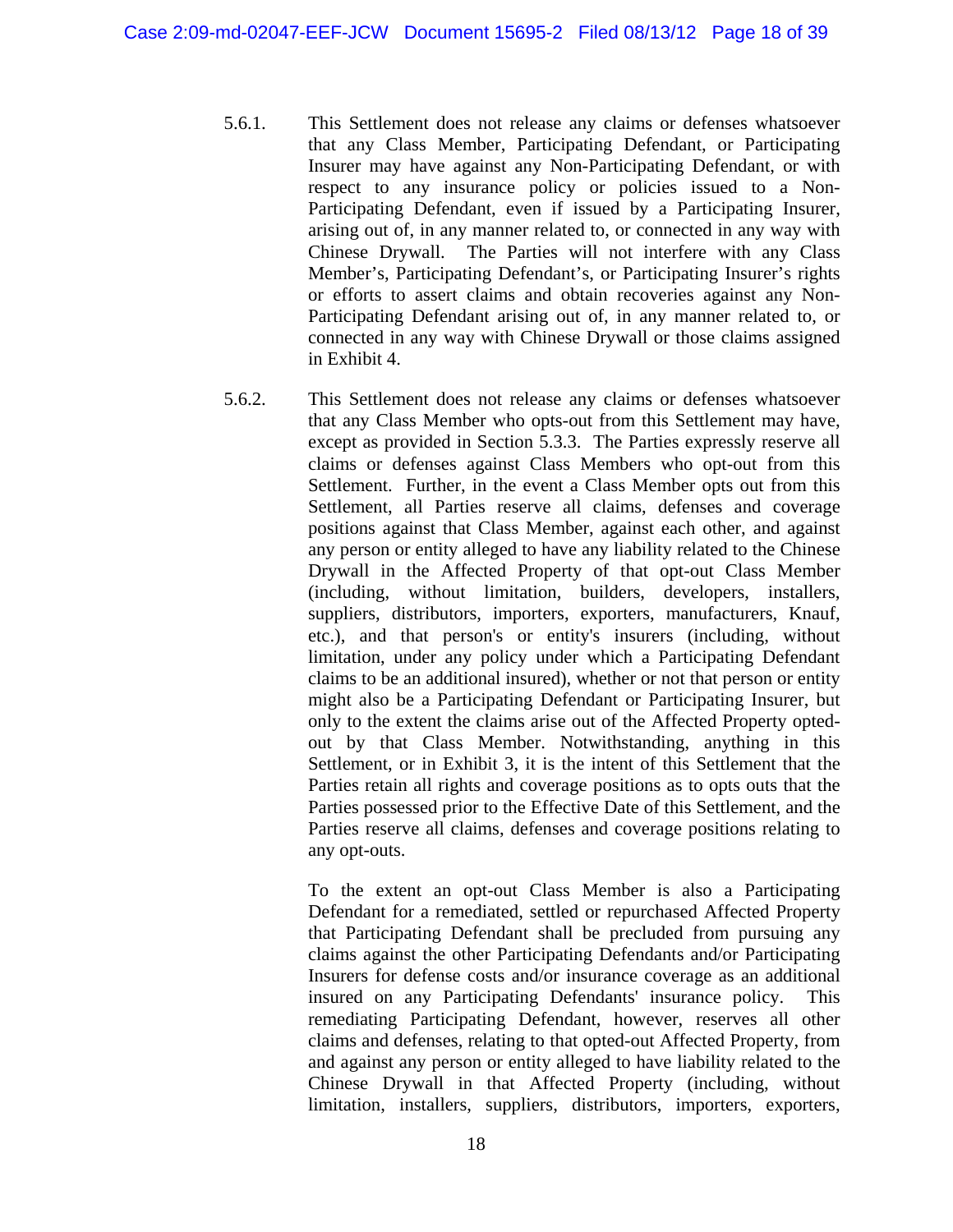5.6.1. This Settlement does not release any claims or defenses whatsoever that any Class Member, Participating Defendant, or Participating Insurer may have against any Non-Participating Defendant, or with respect to any insurance policy or policies issued to a Non-Participating Defendant, even if issued by a Participating Insurer, arising out of, in any manner related to, or connected in any way with Chinese Drywall. The Parties will not interfere with any Class Member's, Participating Defendant's, or Participating Insurer's rights or efforts to assert claims and obtain recoveries against any Non-Participating Defendant arising out of, in any manner related to, or connected in any way with Chinese Drywall or those claims assigned in Exhibit 4.

5.6.2. This Settlement does not release any claims or defenses whatsoever that any Class Member who opts-out from this Settlement may have, except as provided in Section 5.3.3. The Parties expressly reserve all claims or defenses against Class Members who opt-out from this Settlement. Further, in the event a Class Member opts out from this Settlement, all Parties reserve all claims, defenses and coverage positions against that Class Member, against each other, and against any person or entity alleged to have any liability related to the Chinese Drywall in the Affected Property of that opt-out Class Member (including, without limitation, builders, developers, installers, suppliers, distributors, importers, exporters, manufacturers, Knauf, etc.), and that person's or entity's insurers (including, without limitation, under any policy under which a Participating Defendant claims to be an additional insured), whether or not that person or entity might also be a Participating Defendant or Participating Insurer, but only to the extent the claims arise out of the Affected Property opted-out by that Class Member. Notwithstanding, anything in this Settlement, or in Exhibit 3, it is the intent of this Settlement that the Parties retain all rights and coverage positions as to opts outs that the Parties possessed prior to the Effective Date of this Settlement, and the Parties reserve all claims, defenses and coverage positions relating to any opt-outs.

To the extent an opt-out Class Member is also a Participating Defendant for a remediated, settled or repurchased Affected Property that Participating Defendant shall be precluded from pursuing any claims against the other Participating Defendants and/or Participating Insurers for defense costs and/or insurance coverage as an additional insured on any Participating Defendants' insurance policy. This remediating Participating Defendant, however, reserves all other claims and defenses, relating to that opted-out Affected Property, from and against any person or entity alleged to have liability related to the Chinese Drywall in that Affected Property (including, without limitation, installers, suppliers, distributors, importers, exporters,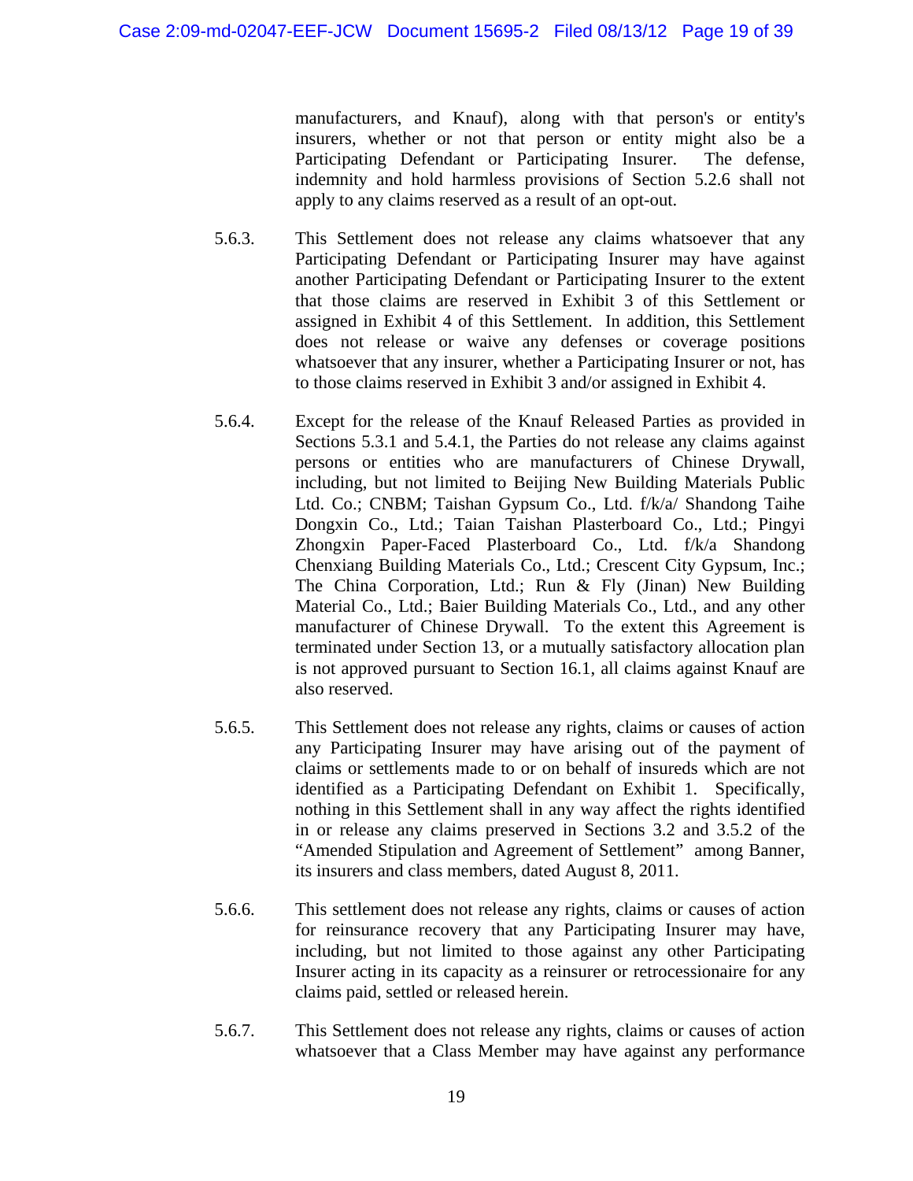manufacturers, and Knauf), along with that person's or entity's insurers, whether or not that person or entity might also be a Participating Defendant or Participating Insurer. The defense, indemnity and hold harmless provisions of Section 5.2.6 shall not apply to any claims reserved as a result of an opt-out.

5.6.3. This Settlement does not release any claims whatsoever that any Participating Defendant or Participating Insurer may have against another Participating Defendant or Participating Insurer to the extent that those claims are reserved in Exhibit 3 of this Settlement or assigned in Exhibit 4 of this Settlement. In addition, this Settlement does not release or waive any defenses or coverage positions whatsoever that any insurer, whether a Participating Insurer or not, has to those claims reserved in Exhibit 3 and/or assigned in Exhibit 4.

5.6.4. Except for the release of the Knauf Released Parties as provided in Sections 5.3.1 and 5.4.1, the Parties do not release any claims against persons or entities who are manufacturers of Chinese Drywall, including, but not limited to Beijing New Building Materials Public Ltd. Co.; CNBM; Taishan Gypsum Co., Ltd. f/k/a/ Shandong Taihe Dongxin Co., Ltd.; Taian Taishan Plasterboard Co., Ltd.; Pingyi Zhongxin Paper-Faced Plasterboard Co., Ltd. f/k/a Shandong Chenxiang Building Materials Co., Ltd.; Crescent City Gypsum, Inc.; The China Corporation, Ltd.; Run & Fly (Jinan) New Building Material Co., Ltd.; Baier Building Materials Co., Ltd., and any other manufacturer of Chinese Drywall. To the extent this Agreement is terminated under Section 13, or a mutually satisfactory allocation plan is not approved pursuant to Section 16.1, all claims against Knauf are also reserved.

5.6.5. This Settlement does not release any rights, claims or causes of action any Participating Insurer may have arising out of the payment of claims or settlements made to or on behalf of insureds which are not identified as a Participating Defendant on Exhibit 1. Specifically, nothing in this Settlement shall in any way affect the rights identified in or release any claims preserved in Sections 3.2 and 3.5.2 of the "Amended Stipulation and Agreement of Settlement" among Banner, its insurers and class members, dated August 8, 2011.

5.6.6. This settlement does not release any rights, claims or causes of action for reinsurance recovery that any Participating Insurer may have, including, but not limited to those against any other Participating Insurer acting in its capacity as a reinsurer or retrocessionaire for any claims paid, settled or released herein.

5.6.7. This Settlement does not release any rights, claims or causes of action whatsoever that a Class Member may have against any performance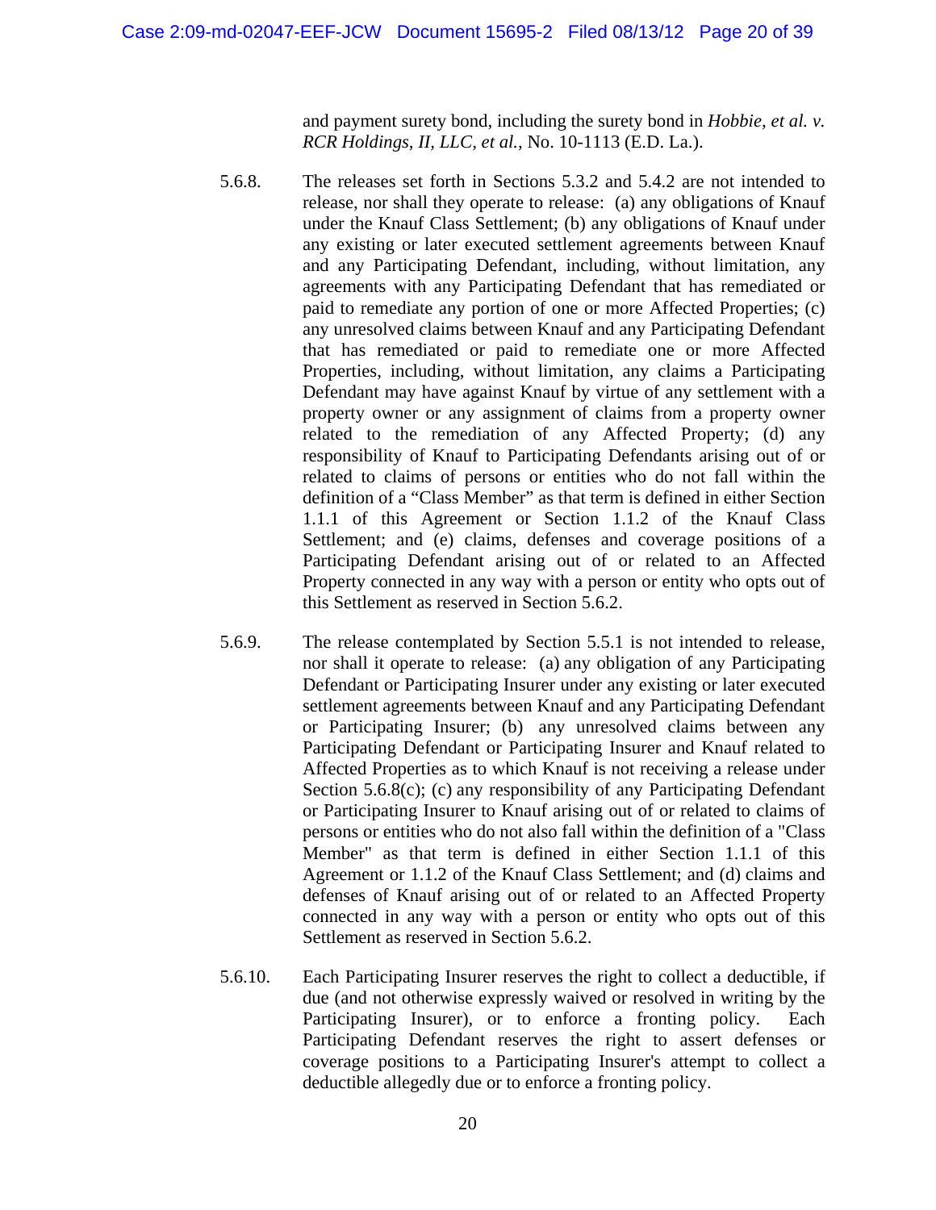and payment surety bond, including the surety bond in *Hobbie, et al. v. RCR Holdings, II, LLC, et al.*, No. 10-1113 (E.D. La.).

5.6.8. The releases set forth in Sections 5.3.2 and 5.4.2 are not intended to release, nor shall they operate to release: (a) any obligations of Knauf under the Knauf Class Settlement; (b) any obligations of Knauf under any existing or later executed settlement agreements between Knauf and any Participating Defendant, including, without limitation, any agreements with any Participating Defendant that has remediated or paid to remediate any portion of one or more Affected Properties; (c) any unresolved claims between Knauf and any Participating Defendant that has remediated or paid to remediate one or more Affected Properties, including, without limitation, any claims a Participating Defendant may have against Knauf by virtue of any settlement with a property owner or any assignment of claims from a property owner related to the remediation of any Affected Property; (d) any responsibility of Knauf to Participating Defendants arising out of or related to claims of persons or entities who do not fall within the definition of a "Class Member" as that term is defined in either Section 1.1.1 of this Agreement or Section 1.1.2 of the Knauf Class Settlement; and (e) claims, defenses and coverage positions of a Participating Defendant arising out of or related to an Affected Property connected in any way with a person or entity who opts out of this Settlement as reserved in Section 5.6.2.

5.6.9. The release contemplated by Section 5.5.1 is not intended to release, nor shall it operate to release: (a) any obligation of any Participating Defendant or Participating Insurer under any existing or later executed settlement agreements between Knauf and any Participating Defendant or Participating Insurer; (b) any unresolved claims between any Participating Defendant or Participating Insurer and Knauf related to Affected Properties as to which Knauf is not receiving a release under Section 5.6.8(c); (c) any responsibility of any Participating Defendant or Participating Insurer to Knauf arising out of or related to claims of persons or entities who do not also fall within the definition of a "Class Member" as that term is defined in either Section 1.1.1 of this Agreement or 1.1.2 of the Knauf Class Settlement; and (d) claims and defenses of Knauf arising out of or related to an Affected Property connected in any way with a person or entity who opts out of this Settlement as reserved in Section 5.6.2.

5.6.10. Each Participating Insurer reserves the right to collect a deductible, if due (and not otherwise expressly waived or resolved in writing by the Participating Insurer), or to enforce a fronting policy. Each Participating Defendant reserves the right to assert defenses or coverage positions to a Participating Insurer's attempt to collect a deductible allegedly due or to enforce a fronting policy.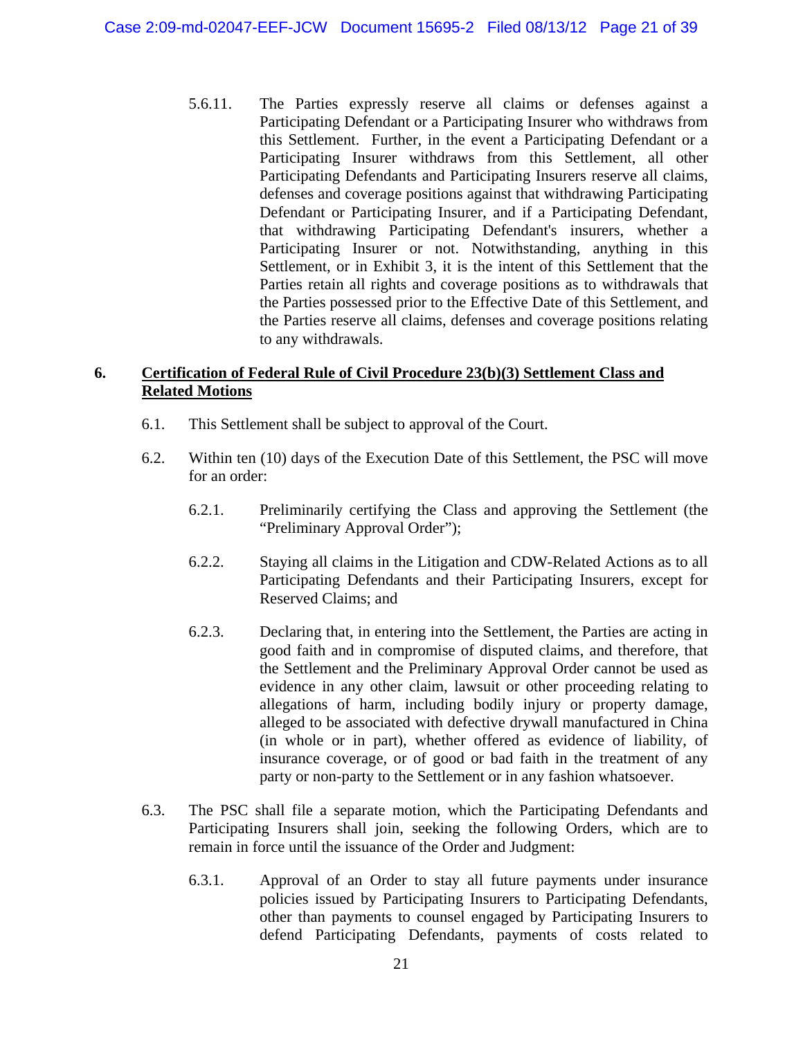5.6.11. The Parties expressly reserve all claims or defenses against a Participating Defendant or a Participating Insurer who withdraws from this Settlement. Further, in the event a Participating Defendant or a Participating Insurer withdraws from this Settlement, all other Participating Defendants and Participating Insurers reserve all claims, defenses and coverage positions against that withdrawing Participating Defendant or Participating Insurer, and if a Participating Defendant, that withdrawing Participating Defendant's insurers, whether a Participating Insurer or not. Notwithstanding, anything in this Settlement, or in Exhibit 3, it is the intent of this Settlement that the Parties retain all rights and coverage positions as to withdrawals that the Parties possessed prior to the Effective Date of this Settlement, and the Parties reserve all claims, defenses and coverage positions relating to any withdrawals.

## 6. Certification of Federal Rule of Civil Procedure 23(b)(3) Settlement Class and Related Motions

6.1. This Settlement shall be subject to approval of the Court.

6.2. Within ten (10) days of the Execution Date of this Settlement, the PSC will move for an order:

6.2.1. Preliminarily certifying the Class and approving the Settlement (the "Preliminary Approval Order");

6.2.2. Staying all claims in the Litigation and CDW-Related Actions as to all Participating Defendants and their Participating Insurers, except for Reserved Claims; and

6.2.3. Declaring that, in entering into the Settlement, the Parties are acting in good faith and in compromise of disputed claims, and therefore, that the Settlement and the Preliminary Approval Order cannot be used as evidence in any other claim, lawsuit or other proceeding relating to allegations of harm, including bodily injury or property damage, alleged to be associated with defective drywall manufactured in China (in whole or in part), whether offered as evidence of liability, of insurance coverage, or of good or bad faith in the treatment of any party or non-party to the Settlement or in any fashion whatsoever.

6.3. The PSC shall file a separate motion, which the Participating Defendants and Participating Insurers shall join, seeking the following Orders, which are to remain in force until the issuance of the Order and Judgment:

6.3.1. Approval of an Order to stay all future payments under insurance policies issued by Participating Insurers to Participating Defendants, other than payments to counsel engaged by Participating Insurers to defend Participating Defendants, payments of costs related to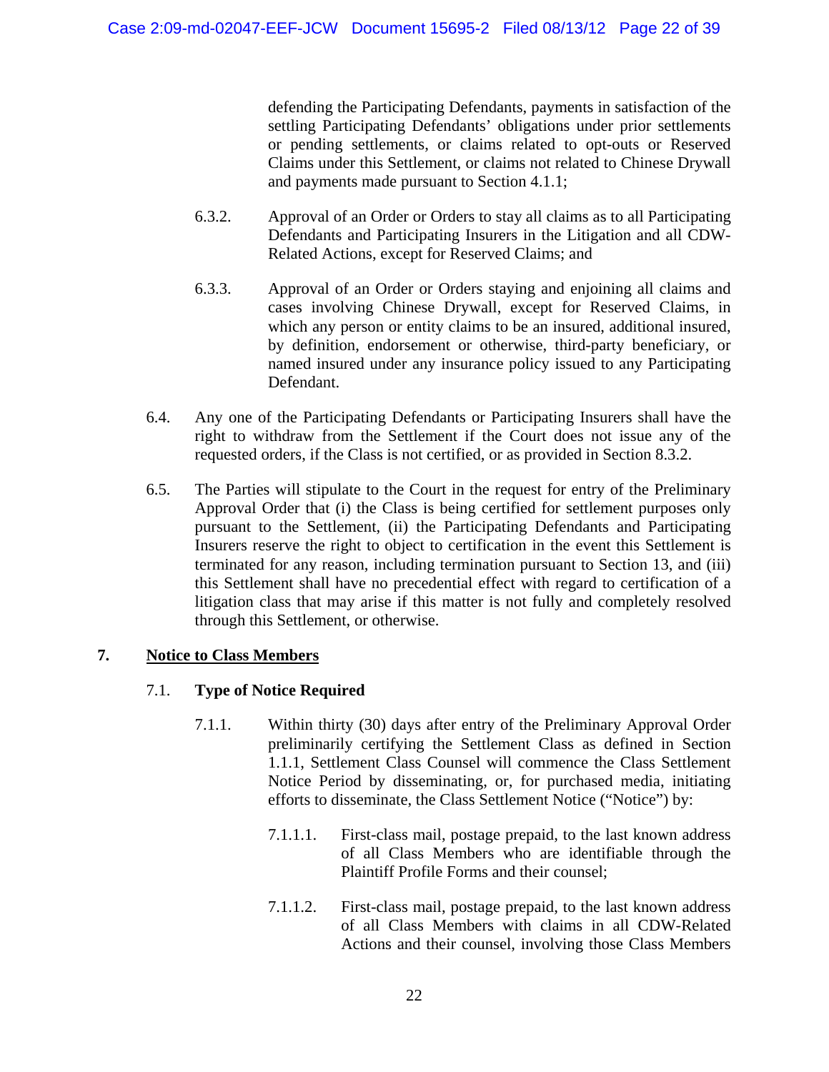defending the Participating Defendants, payments in satisfaction of the settling Participating Defendants' obligations under prior settlements or pending settlements, or claims related to opt-outs or Reserved Claims under this Settlement, or claims not related to Chinese Drywall and payments made pursuant to Section 4.1.1;

6.3.2. Approval of an Order or Orders to stay all claims as to all Participating Defendants and Participating Insurers in the Litigation and all CDW-Related Actions, except for Reserved Claims; and

6.3.3. Approval of an Order or Orders staying and enjoining all claims and cases involving Chinese Drywall, except for Reserved Claims, in which any person or entity claims to be an insured, additional insured, by definition, endorsement or otherwise, third-party beneficiary, or named insured under any insurance policy issued to any Participating Defendant.

6.4. Any one of the Participating Defendants or Participating Insurers shall have the right to withdraw from the Settlement if the Court does not issue any of the requested orders, if the Class is not certified, or as provided in Section 8.3.2.

6.5. The Parties will stipulate to the Court in the request for entry of the Preliminary Approval Order that (i) the Class is being certified for settlement purposes only pursuant to the Settlement, (ii) the Participating Defendants and Participating Insurers reserve the right to object to certification in the event this Settlement is terminated for any reason, including termination pursuant to Section 13, and (iii) this Settlement shall have no precedential effect with regard to certification of a litigation class that may arise if this matter is not fully and completely resolved through this Settlement, or otherwise.

## 7. <u>Notice to Class Members</u>

### 7.1. Type of Notice Required

7.1.1. Within thirty (30) days after entry of the Preliminary Approval Order preliminarily certifying the Settlement Class as defined in Section 1.1.1, Settlement Class Counsel will commence the Class Settlement Notice Period by disseminating, or, for purchased media, initiating efforts to disseminate, the Class Settlement Notice ("Notice") by:

7.1.1.1. First-class mail, postage prepaid, to the last known address of all Class Members who are identifiable through the Plaintiff Profile Forms and their counsel;

7.1.1.2. First-class mail, postage prepaid, to the last known address of all Class Members with claims in all CDW-Related Actions and their counsel, involving those Class Members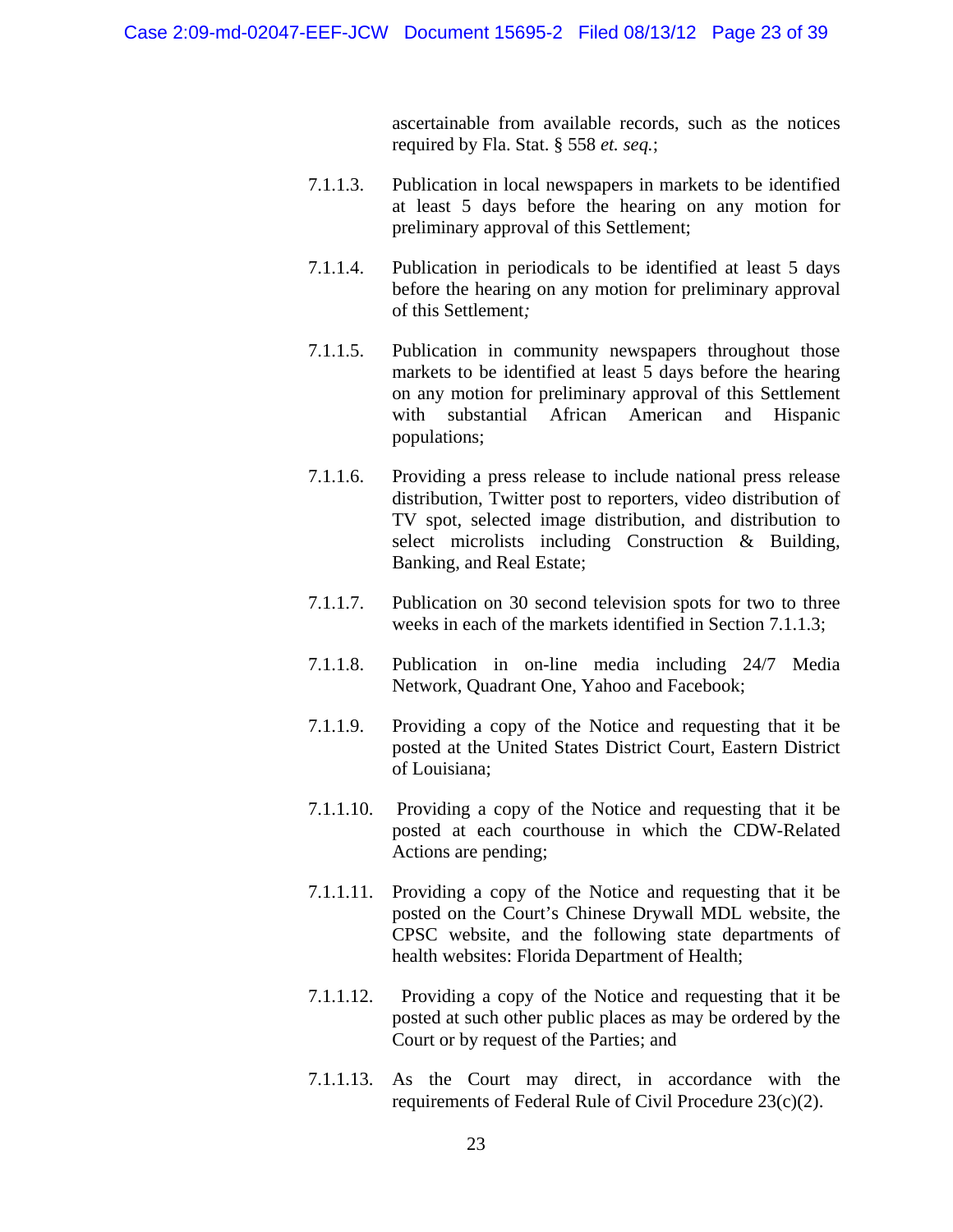ascertainable from available records, such as the notices required by Fla. Stat. § 558 *et. seq.*;

7.1.1.3. Publication in local newspapers in markets to be identified at least 5 days before the hearing on any motion for preliminary approval of this Settlement;

7.1.1.4. Publication in periodicals to be identified at least 5 days before the hearing on any motion for preliminary approval of this Settlement*;*

7.1.1.5. Publication in community newspapers throughout those markets to be identified at least 5 days before the hearing on any motion for preliminary approval of this Settlement with substantial African American and Hispanic populations;

7.1.1.6. Providing a press release to include national press release distribution, Twitter post to reporters, video distribution of TV spot, selected image distribution, and distribution to select microlists including Construction & Building, Banking, and Real Estate;

7.1.1.7. Publication on 30 second television spots for two to three weeks in each of the markets identified in Section 7.1.1.3;

7.1.1.8. Publication in on-line media including 24/7 Media Network, Quadrant One, Yahoo and Facebook;

7.1.1.9. Providing a copy of the Notice and requesting that it be posted at the United States District Court, Eastern District of Louisiana;

7.1.1.10. Providing a copy of the Notice and requesting that it be posted at each courthouse in which the CDW-Related Actions are pending;

7.1.1.11. Providing a copy of the Notice and requesting that it be posted on the Court's Chinese Drywall MDL website, the CPSC website, and the following state departments of health websites: Florida Department of Health;

7.1.1.12. Providing a copy of the Notice and requesting that it be posted at such other public places as may be ordered by the Court or by request of the Parties; and

7.1.1.13. As the Court may direct, in accordance with the requirements of Federal Rule of Civil Procedure 23(c)(2).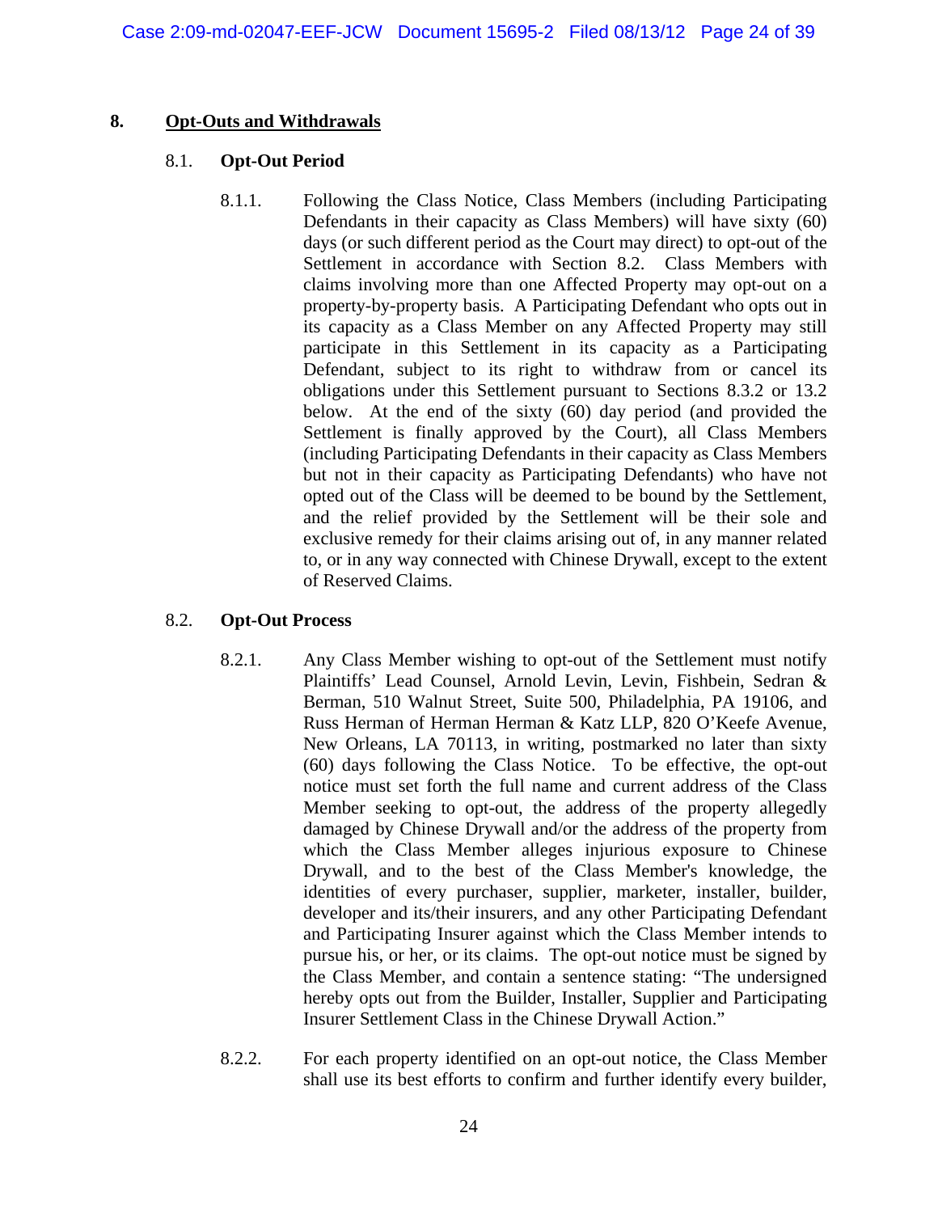## 8. Opt-Outs and Withdrawals

### 8.1. Opt-Out Period

8.1.1. Following the Class Notice, Class Members (including Participating Defendants in their capacity as Class Members) will have sixty (60) days (or such different period as the Court may direct) to opt-out of the Settlement in accordance with Section 8.2. Class Members with claims involving more than one Affected Property may opt-out on a property-by-property basis. A Participating Defendant who opts out in its capacity as a Class Member on any Affected Property may still participate in this Settlement in its capacity as a Participating Defendant, subject to its right to withdraw from or cancel its obligations under this Settlement pursuant to Sections 8.3.2 or 13.2 below. At the end of the sixty (60) day period (and provided the Settlement is finally approved by the Court), all Class Members (including Participating Defendants in their capacity as Class Members but not in their capacity as Participating Defendants) who have not opted out of the Class will be deemed to be bound by the Settlement, and the relief provided by the Settlement will be their sole and exclusive remedy for their claims arising out of, in any manner related to, or in any way connected with Chinese Drywall, except to the extent of Reserved Claims.

### 8.2. Opt-Out Process

8.2.1. Any Class Member wishing to opt-out of the Settlement must notify Plaintiffs' Lead Counsel, Arnold Levin, Levin, Fishbein, Sedran & Berman, 510 Walnut Street, Suite 500, Philadelphia, PA 19106, and Russ Herman of Herman Herman & Katz LLP, 820 O'Keefe Avenue, New Orleans, LA 70113, in writing, postmarked no later than sixty (60) days following the Class Notice. To be effective, the opt-out notice must set forth the full name and current address of the Class Member seeking to opt-out, the address of the property allegedly damaged by Chinese Drywall and/or the address of the property from which the Class Member alleges injurious exposure to Chinese Drywall, and to the best of the Class Member's knowledge, the identities of every purchaser, supplier, marketer, installer, builder, developer and its/their insurers, and any other Participating Defendant and Participating Insurer against which the Class Member intends to pursue his, or her, or its claims. The opt-out notice must be signed by the Class Member, and contain a sentence stating: "The undersigned hereby opts out from the Builder, Installer, Supplier and Participating Insurer Settlement Class in the Chinese Drywall Action."

8.2.2. For each property identified on an opt-out notice, the Class Member shall use its best efforts to confirm and further identify every builder,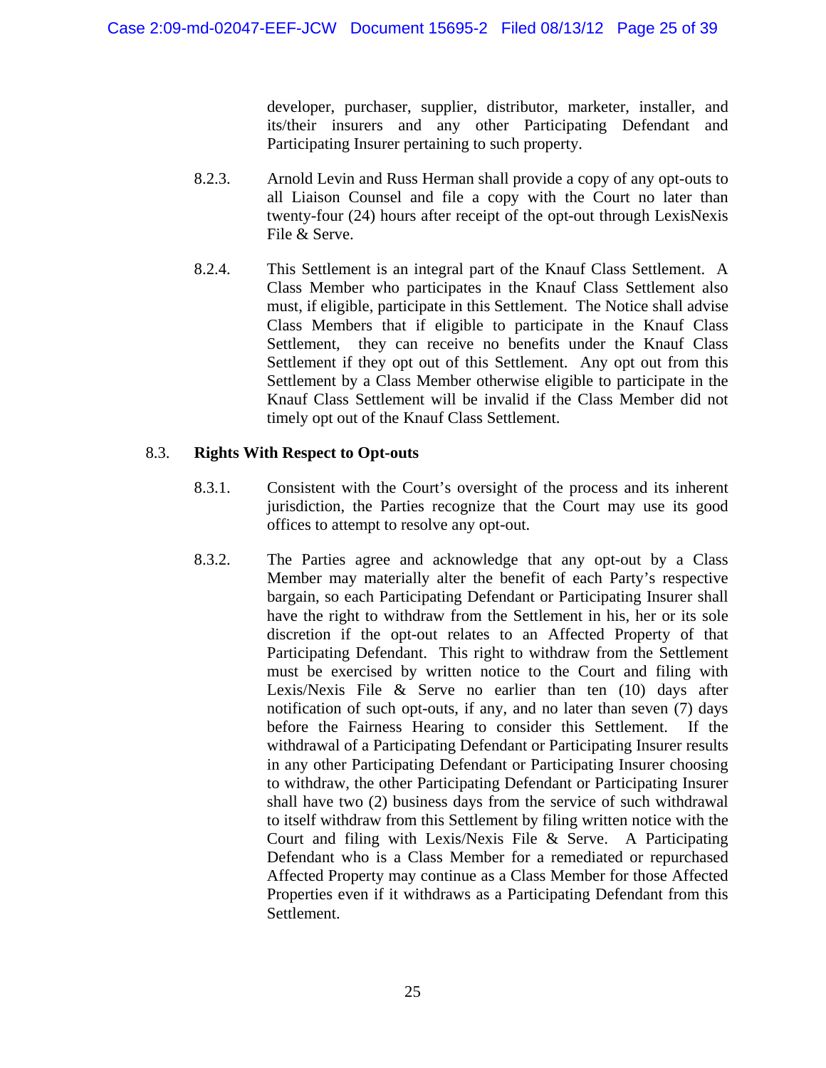developer, purchaser, supplier, distributor, marketer, installer, and its/their insurers and any other Participating Defendant and Participating Insurer pertaining to such property.

8.2.3. Arnold Levin and Russ Herman shall provide a copy of any opt-outs to all Liaison Counsel and file a copy with the Court no later than twenty-four (24) hours after receipt of the opt-out through LexisNexis File & Serve.

8.2.4. This Settlement is an integral part of the Knauf Class Settlement. A Class Member who participates in the Knauf Class Settlement also must, if eligible, participate in this Settlement. The Notice shall advise Class Members that if eligible to participate in the Knauf Class Settlement, they can receive no benefits under the Knauf Class Settlement if they opt out of this Settlement. Any opt out from this Settlement by a Class Member otherwise eligible to participate in the Knauf Class Settlement will be invalid if the Class Member did not timely opt out of the Knauf Class Settlement.

8.3. **Rights With Respect to Opt-outs**

8.3.1. Consistent with the Court's oversight of the process and its inherent jurisdiction, the Parties recognize that the Court may use its good offices to attempt to resolve any opt-out.

8.3.2. The Parties agree and acknowledge that any opt-out by a Class Member may materially alter the benefit of each Party's respective bargain, so each Participating Defendant or Participating Insurer shall have the right to withdraw from the Settlement in his, her or its sole discretion if the opt-out relates to an Affected Property of that Participating Defendant. This right to withdraw from the Settlement must be exercised by written notice to the Court and filing with Lexis/Nexis File & Serve no earlier than ten (10) days after notification of such opt-outs, if any, and no later than seven (7) days before the Fairness Hearing to consider this Settlement. If the withdrawal of a Participating Defendant or Participating Insurer results in any other Participating Defendant or Participating Insurer choosing to withdraw, the other Participating Defendant or Participating Insurer shall have two (2) business days from the service of such withdrawal to itself withdraw from this Settlement by filing written notice with the Court and filing with Lexis/Nexis File & Serve. A Participating Defendant who is a Class Member for a remediated or repurchased Affected Property may continue as a Class Member for those Affected Properties even if it withdraws as a Participating Defendant from this Settlement.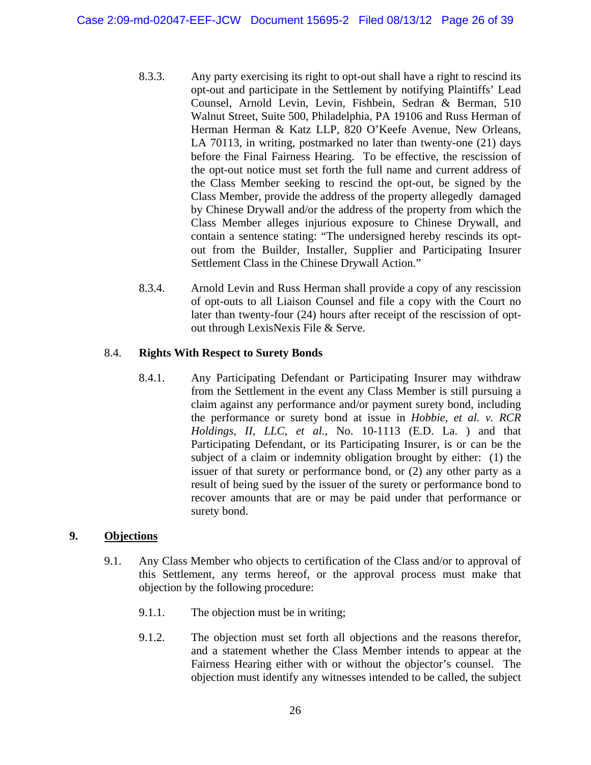8.3.3. Any party exercising its right to opt-out shall have a right to rescind its opt-out and participate in the Settlement by notifying Plaintiffs' Lead Counsel, Arnold Levin, Levin, Fishbein, Sedran & Berman, 510 Walnut Street, Suite 500, Philadelphia, PA 19106 and Russ Herman of Herman Herman & Katz LLP, 820 O'Keefe Avenue, New Orleans, LA 70113, in writing, postmarked no later than twenty-one (21) days before the Final Fairness Hearing. To be effective, the rescission of the opt-out notice must set forth the full name and current address of the Class Member seeking to rescind the opt-out, be signed by the Class Member, provide the address of the property allegedly damaged by Chinese Drywall and/or the address of the property from which the Class Member alleges injurious exposure to Chinese Drywall, and contain a sentence stating: "The undersigned hereby rescinds its opt-out from the Builder, Installer, Supplier and Participating Insurer Settlement Class in the Chinese Drywall Action."

8.3.4. Arnold Levin and Russ Herman shall provide a copy of any rescission of opt-outs to all Liaison Counsel and file a copy with the Court no later than twenty-four (24) hours after receipt of the rescission of opt-out through LexisNexis File & Serve.

8.4. **Rights With Respect to Surety Bonds**

8.4.1. Any Participating Defendant or Participating Insurer may withdraw from the Settlement in the event any Class Member is still pursuing a claim against any performance and/or payment surety bond, including the performance or surety bond at issue in *Hobbie, et al. v. RCR Holdings, II, LLC, et al.*, No. 10-1113 (E.D. La. ) and that Participating Defendant, or its Participating Insurer, is or can be the subject of a claim or indemnity obligation brought by either: (1) the issuer of that surety or performance bond, or (2) any other party as a result of being sued by the issuer of the surety or performance bond to recover amounts that are or may be paid under that performance or surety bond.

## 9. <u>Objections</u>

9.1. Any Class Member who objects to certification of the Class and/or to approval of this Settlement, any terms hereof, or the approval process must make that objection by the following procedure:

9.1.1. The objection must be in writing;

9.1.2. The objection must set forth all objections and the reasons therefor, and a statement whether the Class Member intends to appear at the Fairness Hearing either with or without the objector's counsel. The objection must identify any witnesses intended to be called, the subject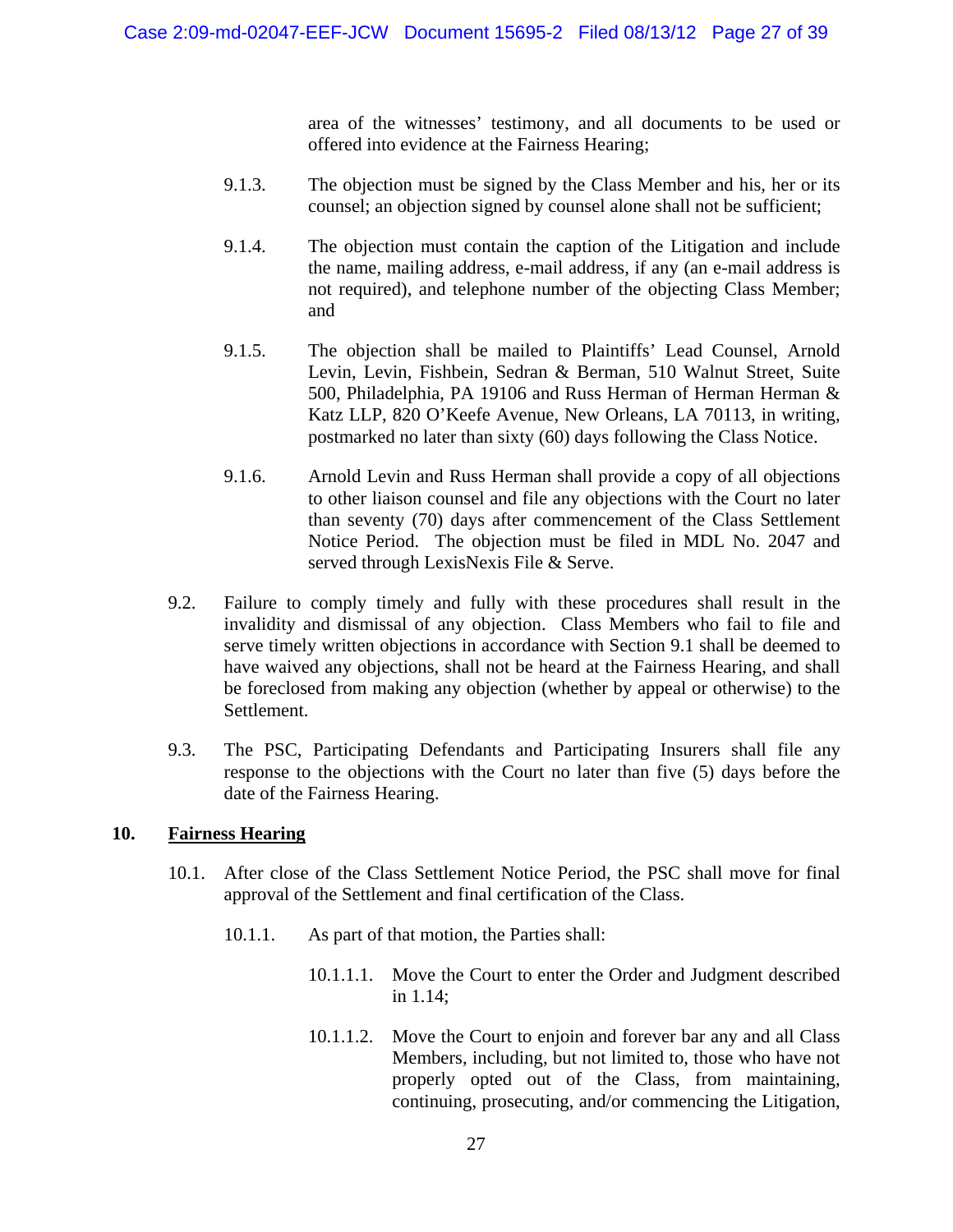area of the witnesses' testimony, and all documents to be used or offered into evidence at the Fairness Hearing;

9.1.3. The objection must be signed by the Class Member and his, her or its counsel; an objection signed by counsel alone shall not be sufficient;

9.1.4. The objection must contain the caption of the Litigation and include the name, mailing address, e-mail address, if any (an e-mail address is not required), and telephone number of the objecting Class Member; and

9.1.5. The objection shall be mailed to Plaintiffs' Lead Counsel, Arnold Levin, Levin, Fishbein, Sedran & Berman, 510 Walnut Street, Suite 500, Philadelphia, PA 19106 and Russ Herman of Herman Herman & Katz LLP, 820 O'Keefe Avenue, New Orleans, LA 70113, in writing, postmarked no later than sixty (60) days following the Class Notice.

9.1.6. Arnold Levin and Russ Herman shall provide a copy of all objections to other liaison counsel and file any objections with the Court no later than seventy (70) days after commencement of the Class Settlement Notice Period. The objection must be filed in MDL No. 2047 and served through LexisNexis File & Serve.

9.2. Failure to comply timely and fully with these procedures shall result in the invalidity and dismissal of any objection. Class Members who fail to file and serve timely written objections in accordance with Section 9.1 shall be deemed to have waived any objections, shall not be heard at the Fairness Hearing, and shall be foreclosed from making any objection (whether by appeal or otherwise) to the Settlement.

9.3. The PSC, Participating Defendants and Participating Insurers shall file any response to the objections with the Court no later than five (5) days before the date of the Fairness Hearing.

## 10. <u>Fairness Hearing</u>

10.1. After close of the Class Settlement Notice Period, the PSC shall move for final approval of the Settlement and final certification of the Class.

10.1.1. As part of that motion, the Parties shall:

10.1.1.1. Move the Court to enter the Order and Judgment described in 1.14;

10.1.1.2. Move the Court to enjoin and forever bar any and all Class Members, including, but not limited to, those who have not properly opted out of the Class, from maintaining, continuing, prosecuting, and/or commencing the Litigation,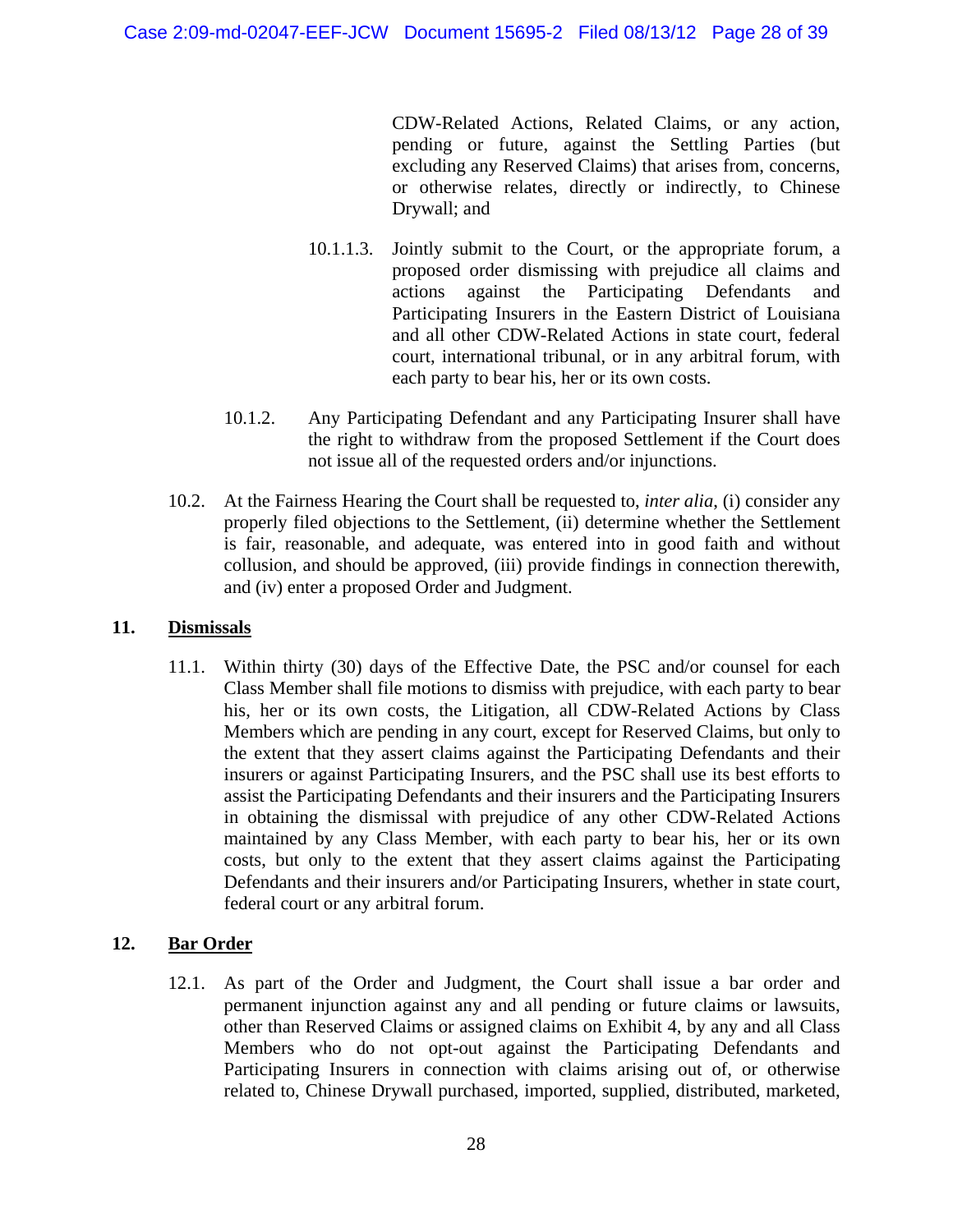CDW-Related Actions, Related Claims, or any action, pending or future, against the Settling Parties (but excluding any Reserved Claims) that arises from, concerns, or otherwise relates, directly or indirectly, to Chinese Drywall; and

10.1.1.3. Jointly submit to the Court, or the appropriate forum, a proposed order dismissing with prejudice all claims and actions against the Participating Defendants and Participating Insurers in the Eastern District of Louisiana and all other CDW-Related Actions in state court, federal court, international tribunal, or in any arbitral forum, with each party to bear his, her or its own costs.

10.1.2. Any Participating Defendant and any Participating Insurer shall have the right to withdraw from the proposed Settlement if the Court does not issue all of the requested orders and/or injunctions.

10.2. At the Fairness Hearing the Court shall be requested to, *inter alia*, (i) consider any properly filed objections to the Settlement, (ii) determine whether the Settlement is fair, reasonable, and adequate, was entered into in good faith and without collusion, and should be approved, (iii) provide findings in connection therewith, and (iv) enter a proposed Order and Judgment.

## 11. Dismissals

11.1. Within thirty (30) days of the Effective Date, the PSC and/or counsel for each Class Member shall file motions to dismiss with prejudice, with each party to bear his, her or its own costs, the Litigation, all CDW-Related Actions by Class Members which are pending in any court, except for Reserved Claims, but only to the extent that they assert claims against the Participating Defendants and their insurers or against Participating Insurers, and the PSC shall use its best efforts to assist the Participating Defendants and their insurers and the Participating Insurers in obtaining the dismissal with prejudice of any other CDW-Related Actions maintained by any Class Member, with each party to bear his, her or its own costs, but only to the extent that they assert claims against the Participating Defendants and their insurers and/or Participating Insurers, whether in state court, federal court or any arbitral forum.

## 12. Bar Order

12.1. As part of the Order and Judgment, the Court shall issue a bar order and permanent injunction against any and all pending or future claims or lawsuits, other than Reserved Claims or assigned claims on Exhibit 4, by any and all Class Members who do not opt-out against the Participating Defendants and Participating Insurers in connection with claims arising out of, or otherwise related to, Chinese Drywall purchased, imported, supplied, distributed, marketed,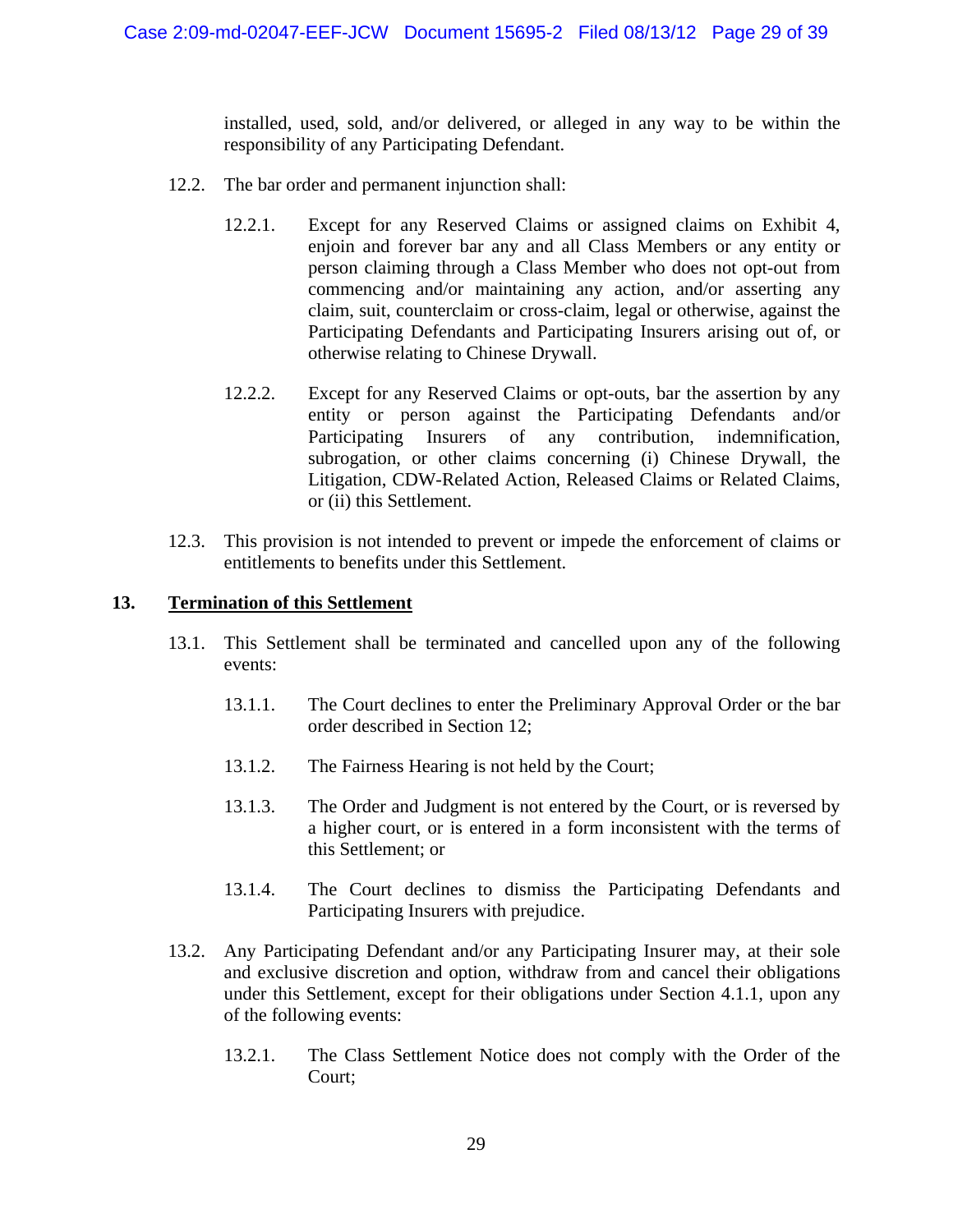installed, used, sold, and/or delivered, or alleged in any way to be within the responsibility of any Participating Defendant.

12.2. The bar order and permanent injunction shall:

12.2.1. Except for any Reserved Claims or assigned claims on Exhibit 4, enjoin and forever bar any and all Class Members or any entity or person claiming through a Class Member who does not opt-out from commencing and/or maintaining any action, and/or asserting any claim, suit, counterclaim or cross-claim, legal or otherwise, against the Participating Defendants and Participating Insurers arising out of, or otherwise relating to Chinese Drywall.

12.2.2. Except for any Reserved Claims or opt-outs, bar the assertion by any entity or person against the Participating Defendants and/or Participating Insurers of any contribution, indemnification, subrogation, or other claims concerning (i) Chinese Drywall, the Litigation, CDW-Related Action, Released Claims or Related Claims, or (ii) this Settlement.

12.3. This provision is not intended to prevent or impede the enforcement of claims or entitlements to benefits under this Settlement.

## 13. <u>Termination of this Settlement</u>

13.1. This Settlement shall be terminated and cancelled upon any of the following events:

13.1.1. The Court declines to enter the Preliminary Approval Order or the bar order described in Section 12;

13.1.2. The Fairness Hearing is not held by the Court;

13.1.3. The Order and Judgment is not entered by the Court, or is reversed by a higher court, or is entered in a form inconsistent with the terms of this Settlement; or

13.1.4. The Court declines to dismiss the Participating Defendants and Participating Insurers with prejudice.

13.2. Any Participating Defendant and/or any Participating Insurer may, at their sole and exclusive discretion and option, withdraw from and cancel their obligations under this Settlement, except for their obligations under Section 4.1.1, upon any of the following events:

13.2.1. The Class Settlement Notice does not comply with the Order of the Court;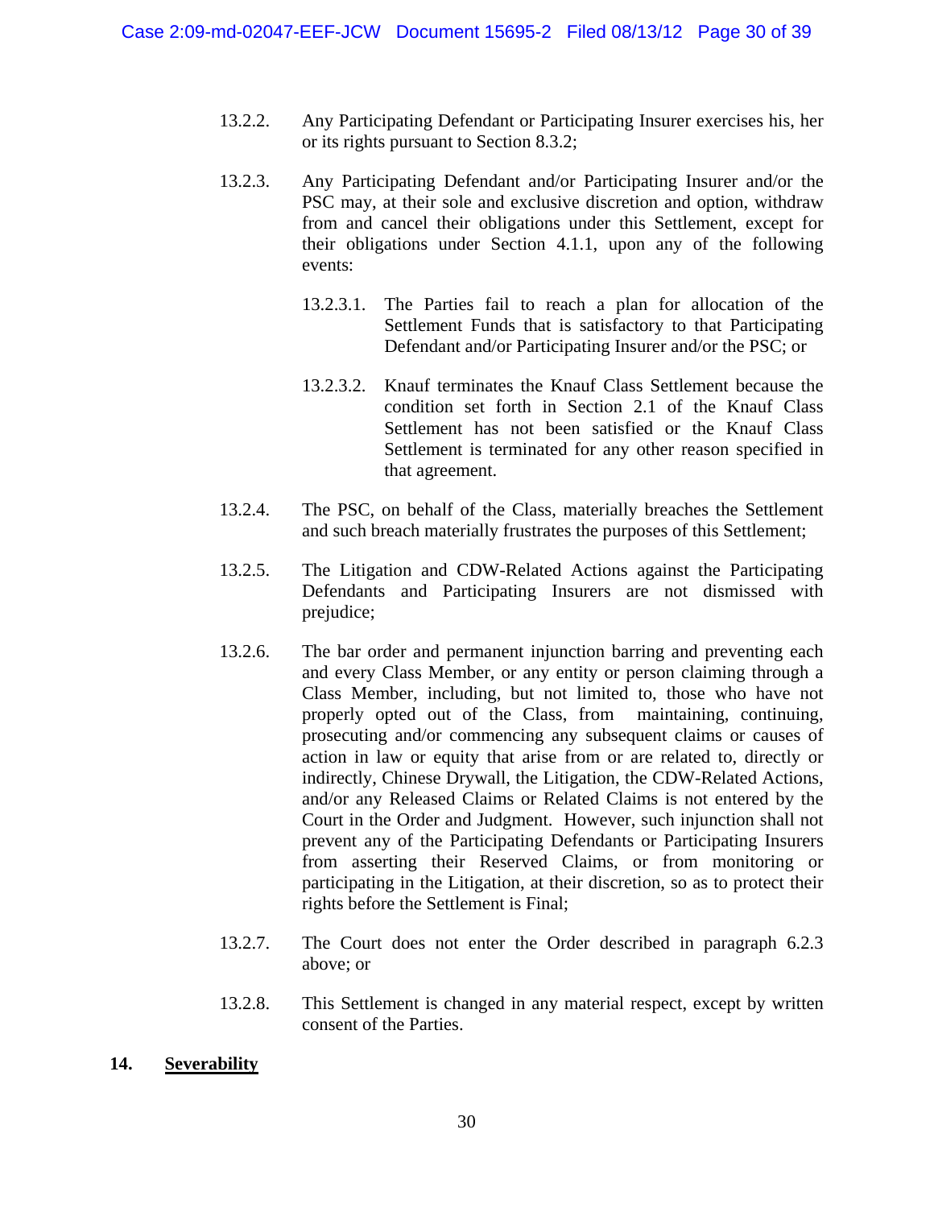13.2.2. Any Participating Defendant or Participating Insurer exercises his, her or its rights pursuant to Section 8.3.2;

13.2.3. Any Participating Defendant and/or Participating Insurer and/or the PSC may, at their sole and exclusive discretion and option, withdraw from and cancel their obligations under this Settlement, except for their obligations under Section 4.1.1, upon any of the following events:

13.2.3.1. The Parties fail to reach a plan for allocation of the Settlement Funds that is satisfactory to that Participating Defendant and/or Participating Insurer and/or the PSC; or

13.2.3.2. Knauf terminates the Knauf Class Settlement because the condition set forth in Section 2.1 of the Knauf Class Settlement has not been satisfied or the Knauf Class Settlement is terminated for any other reason specified in that agreement.

13.2.4. The PSC, on behalf of the Class, materially breaches the Settlement and such breach materially frustrates the purposes of this Settlement;

13.2.5. The Litigation and CDW-Related Actions against the Participating Defendants and Participating Insurers are not dismissed with prejudice;

13.2.6. The bar order and permanent injunction barring and preventing each and every Class Member, or any entity or person claiming through a Class Member, including, but not limited to, those who have not properly opted out of the Class, from maintaining, continuing, prosecuting and/or commencing any subsequent claims or causes of action in law or equity that arise from or are related to, directly or indirectly, Chinese Drywall, the Litigation, the CDW-Related Actions, and/or any Released Claims or Related Claims is not entered by the Court in the Order and Judgment. However, such injunction shall not prevent any of the Participating Defendants or Participating Insurers from asserting their Reserved Claims, or from monitoring or participating in the Litigation, at their discretion, so as to protect their rights before the Settlement is Final;

13.2.7. The Court does not enter the Order described in paragraph 6.2.3 above; or

13.2.8. This Settlement is changed in any material respect, except by written consent of the Parties.

## 14. Severability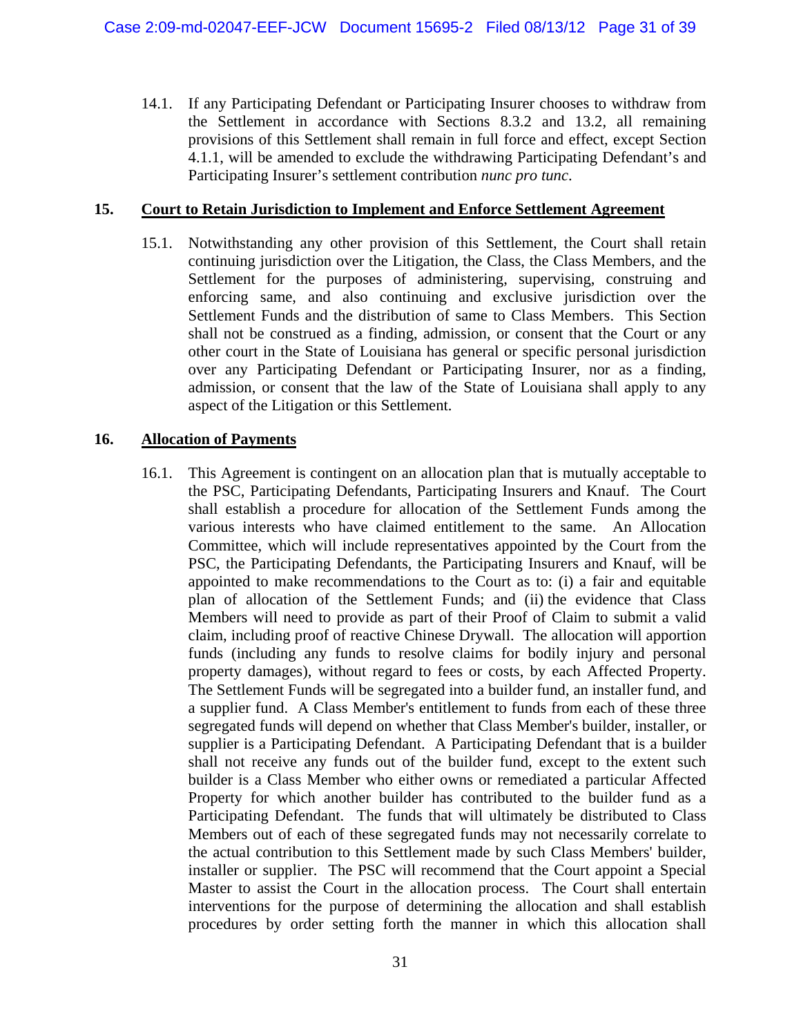14.1. If any Participating Defendant or Participating Insurer chooses to withdraw from the Settlement in accordance with Sections 8.3.2 and 13.2, all remaining provisions of this Settlement shall remain in full force and effect, except Section 4.1.1, will be amended to exclude the withdrawing Participating Defendant's and Participating Insurer's settlement contribution *nunc pro tunc*.

## 15. Court to Retain Jurisdiction to Implement and Enforce Settlement Agreement

15.1. Notwithstanding any other provision of this Settlement, the Court shall retain continuing jurisdiction over the Litigation, the Class, the Class Members, and the Settlement for the purposes of administering, supervising, construing and enforcing same, and also continuing and exclusive jurisdiction over the Settlement Funds and the distribution of same to Class Members. This Section shall not be construed as a finding, admission, or consent that the Court or any other court in the State of Louisiana has general or specific personal jurisdiction over any Participating Defendant or Participating Insurer, nor as a finding, admission, or consent that the law of the State of Louisiana shall apply to any aspect of the Litigation or this Settlement.

## 16. Allocation of Payments

16.1. This Agreement is contingent on an allocation plan that is mutually acceptable to the PSC, Participating Defendants, Participating Insurers and Knauf. The Court shall establish a procedure for allocation of the Settlement Funds among the various interests who have claimed entitlement to the same. An Allocation Committee, which will include representatives appointed by the Court from the PSC, the Participating Defendants, the Participating Insurers and Knauf, will be appointed to make recommendations to the Court as to: (i) a fair and equitable plan of allocation of the Settlement Funds; and (ii) the evidence that Class Members will need to provide as part of their Proof of Claim to submit a valid claim, including proof of reactive Chinese Drywall. The allocation will apportion funds (including any funds to resolve claims for bodily injury and personal property damages), without regard to fees or costs, by each Affected Property. The Settlement Funds will be segregated into a builder fund, an installer fund, and a supplier fund. A Class Member's entitlement to funds from each of these three segregated funds will depend on whether that Class Member's builder, installer, or supplier is a Participating Defendant. A Participating Defendant that is a builder shall not receive any funds out of the builder fund, except to the extent such builder is a Class Member who either owns or remediated a particular Affected Property for which another builder has contributed to the builder fund as a Participating Defendant. The funds that will ultimately be distributed to Class Members out of each of these segregated funds may not necessarily correlate to the actual contribution to this Settlement made by such Class Members' builder, installer or supplier. The PSC will recommend that the Court appoint a Special Master to assist the Court in the allocation process. The Court shall entertain interventions for the purpose of determining the allocation and shall establish procedures by order setting forth the manner in which this allocation shall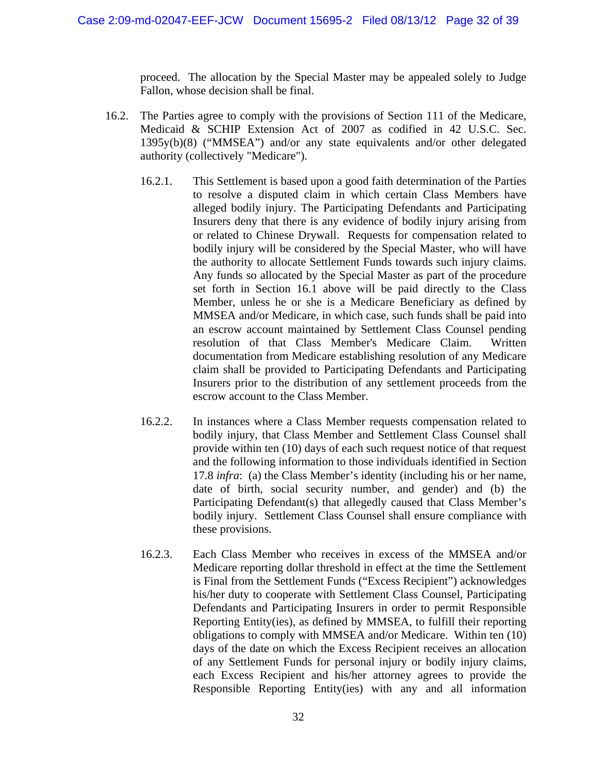proceed. The allocation by the Special Master may be appealed solely to Judge Fallon, whose decision shall be final.

16.2. The Parties agree to comply with the provisions of Section 111 of the Medicare, Medicaid & SCHIP Extension Act of 2007 as codified in 42 U.S.C. Sec. 1395y(b)(8) ("MMSEA") and/or any state equivalents and/or other delegated authority (collectively "Medicare").

16.2.1. This Settlement is based upon a good faith determination of the Parties to resolve a disputed claim in which certain Class Members have alleged bodily injury. The Participating Defendants and Participating Insurers deny that there is any evidence of bodily injury arising from or related to Chinese Drywall. Requests for compensation related to bodily injury will be considered by the Special Master, who will have the authority to allocate Settlement Funds towards such injury claims. Any funds so allocated by the Special Master as part of the procedure set forth in Section 16.1 above will be paid directly to the Class Member, unless he or she is a Medicare Beneficiary as defined by MMSEA and/or Medicare, in which case, such funds shall be paid into an escrow account maintained by Settlement Class Counsel pending resolution of that Class Member's Medicare Claim. Written documentation from Medicare establishing resolution of any Medicare claim shall be provided to Participating Defendants and Participating Insurers prior to the distribution of any settlement proceeds from the escrow account to the Class Member.

16.2.2. In instances where a Class Member requests compensation related to bodily injury, that Class Member and Settlement Class Counsel shall provide within ten (10) days of each such request notice of that request and the following information to those individuals identified in Section 17.8 *infra*: (a) the Class Member's identity (including his or her name, date of birth, social security number, and gender) and (b) the Participating Defendant(s) that allegedly caused that Class Member's bodily injury. Settlement Class Counsel shall ensure compliance with these provisions.

16.2.3. Each Class Member who receives in excess of the MMSEA and/or Medicare reporting dollar threshold in effect at the time the Settlement is Final from the Settlement Funds ("Excess Recipient") acknowledges his/her duty to cooperate with Settlement Class Counsel, Participating Defendants and Participating Insurers in order to permit Responsible Reporting Entity(ies), as defined by MMSEA, to fulfill their reporting obligations to comply with MMSEA and/or Medicare. Within ten (10) days of the date on which the Excess Recipient receives an allocation of any Settlement Funds for personal injury or bodily injury claims, each Excess Recipient and his/her attorney agrees to provide the Responsible Reporting Entity(ies) with any and all information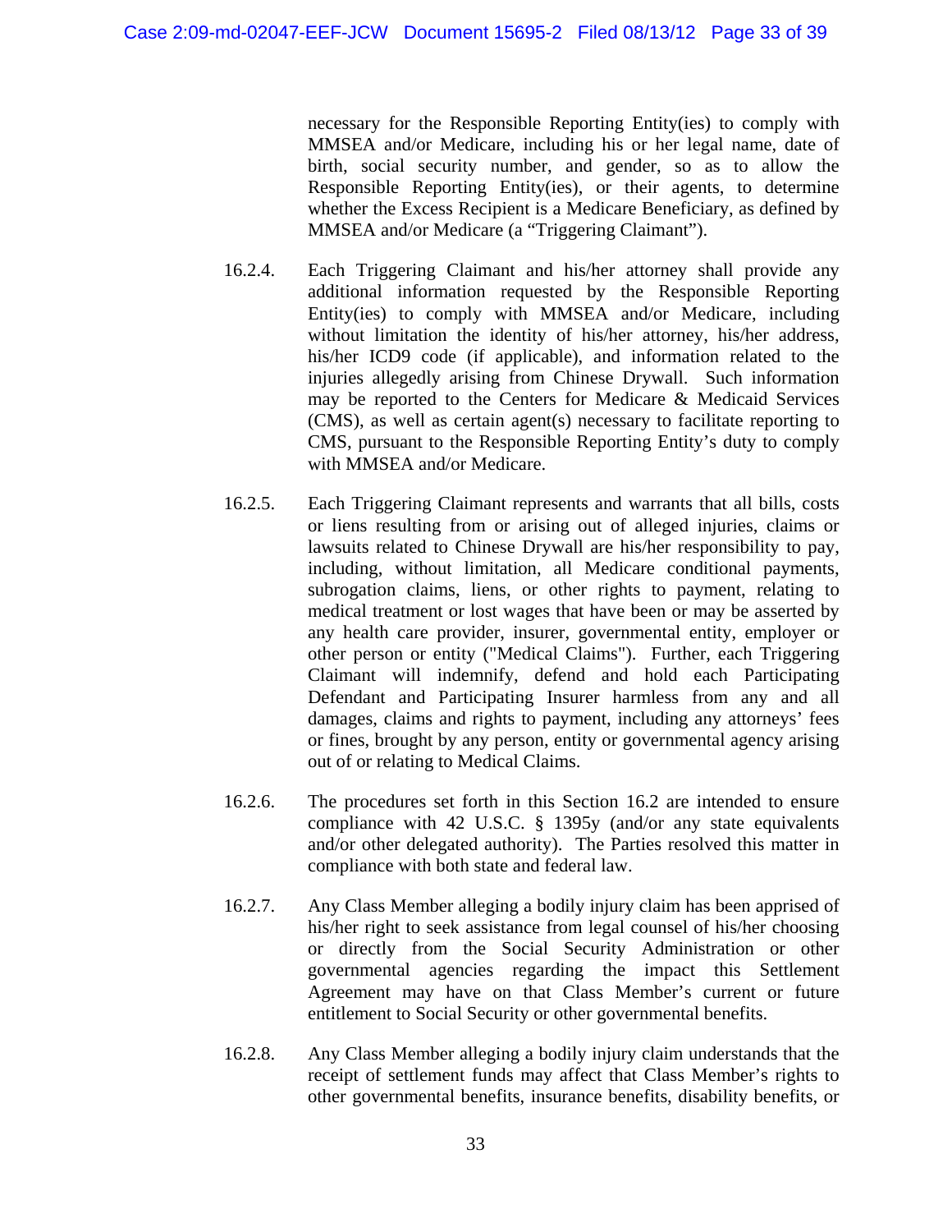necessary for the Responsible Reporting Entity(ies) to comply with MMSEA and/or Medicare, including his or her legal name, date of birth, social security number, and gender, so as to allow the Responsible Reporting Entity(ies), or their agents, to determine whether the Excess Recipient is a Medicare Beneficiary, as defined by MMSEA and/or Medicare (a "Triggering Claimant").

16.2.4. Each Triggering Claimant and his/her attorney shall provide any additional information requested by the Responsible Reporting Entity(ies) to comply with MMSEA and/or Medicare, including without limitation the identity of his/her attorney, his/her address, his/her ICD9 code (if applicable), and information related to the injuries allegedly arising from Chinese Drywall. Such information may be reported to the Centers for Medicare & Medicaid Services (CMS), as well as certain agent(s) necessary to facilitate reporting to CMS, pursuant to the Responsible Reporting Entity's duty to comply with MMSEA and/or Medicare.

16.2.5. Each Triggering Claimant represents and warrants that all bills, costs or liens resulting from or arising out of alleged injuries, claims or lawsuits related to Chinese Drywall are his/her responsibility to pay, including, without limitation, all Medicare conditional payments, subrogation claims, liens, or other rights to payment, relating to medical treatment or lost wages that have been or may be asserted by any health care provider, insurer, governmental entity, employer or other person or entity ("Medical Claims"). Further, each Triggering Claimant will indemnify, defend and hold each Participating Defendant and Participating Insurer harmless from any and all damages, claims and rights to payment, including any attorneys' fees or fines, brought by any person, entity or governmental agency arising out of or relating to Medical Claims.

16.2.6. The procedures set forth in this Section 16.2 are intended to ensure compliance with 42 U.S.C. § 1395y (and/or any state equivalents and/or other delegated authority). The Parties resolved this matter in compliance with both state and federal law.

16.2.7. Any Class Member alleging a bodily injury claim has been apprised of his/her right to seek assistance from legal counsel of his/her choosing or directly from the Social Security Administration or other governmental agencies regarding the impact this Settlement Agreement may have on that Class Member's current or future entitlement to Social Security or other governmental benefits.

16.2.8. Any Class Member alleging a bodily injury claim understands that the receipt of settlement funds may affect that Class Member's rights to other governmental benefits, insurance benefits, disability benefits, or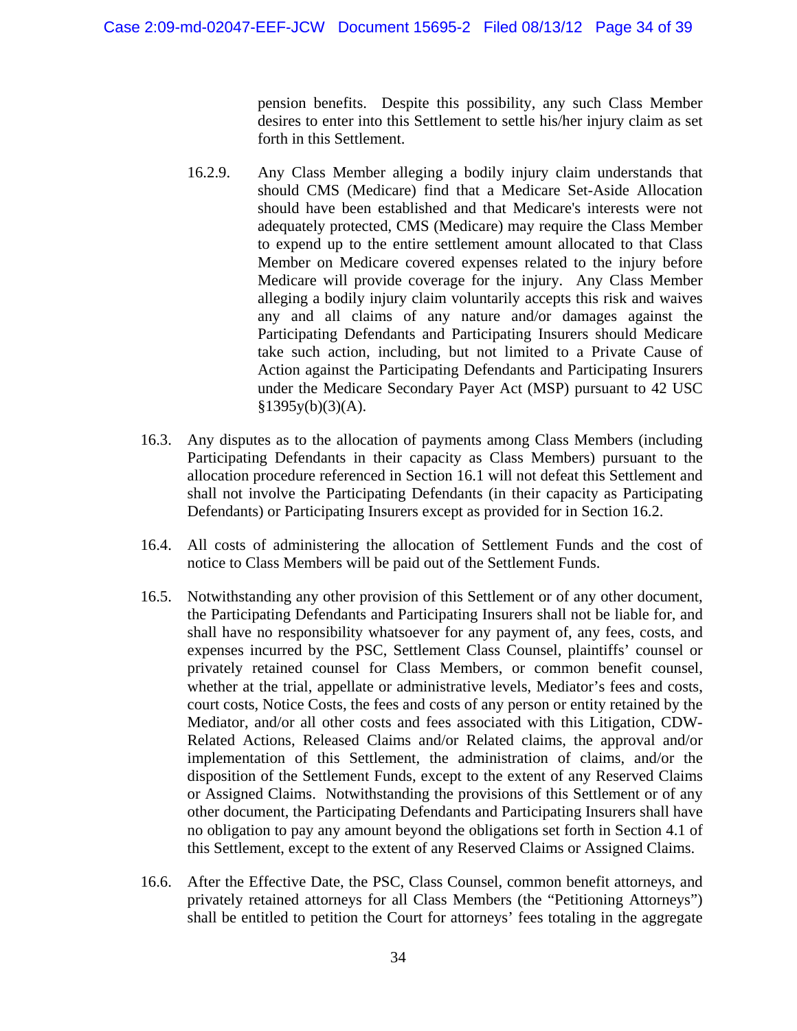pension benefits. Despite this possibility, any such Class Member desires to enter into this Settlement to settle his/her injury claim as set forth in this Settlement.

16.2.9. Any Class Member alleging a bodily injury claim understands that should CMS (Medicare) find that a Medicare Set-Aside Allocation should have been established and that Medicare's interests were not adequately protected, CMS (Medicare) may require the Class Member to expend up to the entire settlement amount allocated to that Class Member on Medicare covered expenses related to the injury before Medicare will provide coverage for the injury. Any Class Member alleging a bodily injury claim voluntarily accepts this risk and waives any and all claims of any nature and/or damages against the Participating Defendants and Participating Insurers should Medicare take such action, including, but not limited to a Private Cause of Action against the Participating Defendants and Participating Insurers under the Medicare Secondary Payer Act (MSP) pursuant to 42 USC §1395y(b)(3)(A).

16.3. Any disputes as to the allocation of payments among Class Members (including Participating Defendants in their capacity as Class Members) pursuant to the allocation procedure referenced in Section 16.1 will not defeat this Settlement and shall not involve the Participating Defendants (in their capacity as Participating Defendants) or Participating Insurers except as provided for in Section 16.2.

16.4. All costs of administering the allocation of Settlement Funds and the cost of notice to Class Members will be paid out of the Settlement Funds.

16.5. Notwithstanding any other provision of this Settlement or of any other document, the Participating Defendants and Participating Insurers shall not be liable for, and shall have no responsibility whatsoever for any payment of, any fees, costs, and expenses incurred by the PSC, Settlement Class Counsel, plaintiffs' counsel or privately retained counsel for Class Members, or common benefit counsel, whether at the trial, appellate or administrative levels, Mediator's fees and costs, court costs, Notice Costs, the fees and costs of any person or entity retained by the Mediator, and/or all other costs and fees associated with this Litigation, CDW-Related Actions, Released Claims and/or Related claims, the approval and/or implementation of this Settlement, the administration of claims, and/or the disposition of the Settlement Funds, except to the extent of any Reserved Claims or Assigned Claims. Notwithstanding the provisions of this Settlement or of any other document, the Participating Defendants and Participating Insurers shall have no obligation to pay any amount beyond the obligations set forth in Section 4.1 of this Settlement, except to the extent of any Reserved Claims or Assigned Claims.

16.6. After the Effective Date, the PSC, Class Counsel, common benefit attorneys, and privately retained attorneys for all Class Members (the "Petitioning Attorneys") shall be entitled to petition the Court for attorneys' fees totaling in the aggregate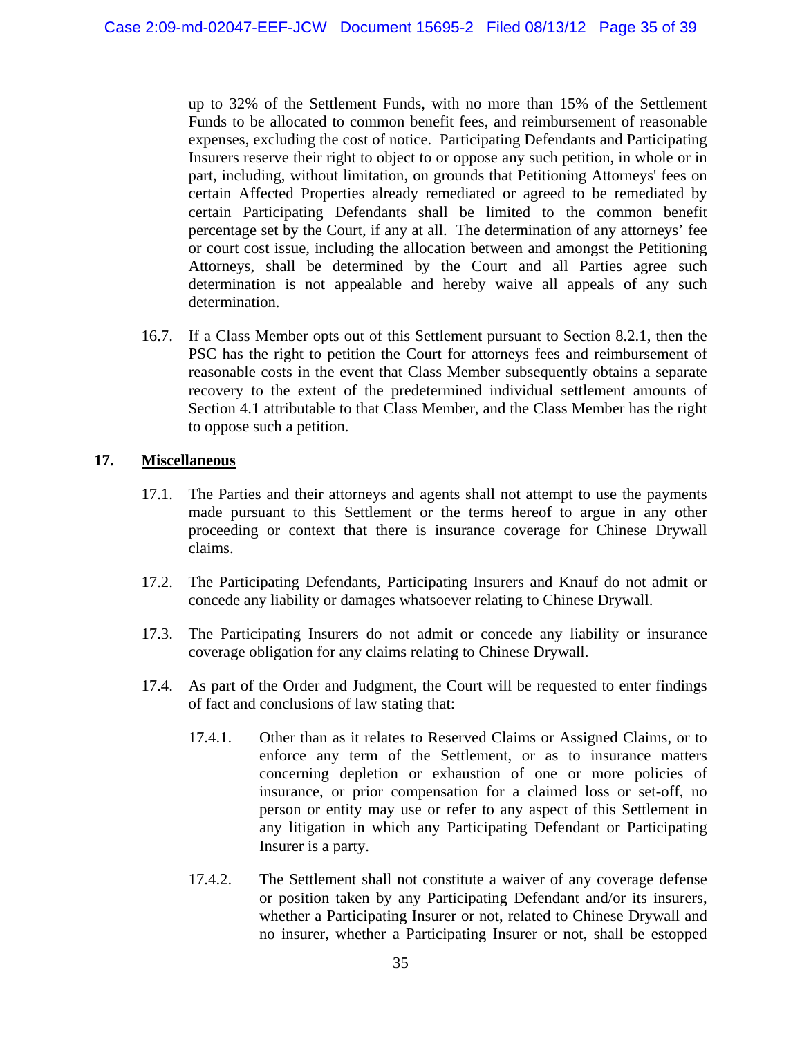up to 32% of the Settlement Funds, with no more than 15% of the Settlement Funds to be allocated to common benefit fees, and reimbursement of reasonable expenses, excluding the cost of notice. Participating Defendants and Participating Insurers reserve their right to object to or oppose any such petition, in whole or in part, including, without limitation, on grounds that Petitioning Attorneys' fees on certain Affected Properties already remediated or agreed to be remediated by certain Participating Defendants shall be limited to the common benefit percentage set by the Court, if any at all. The determination of any attorneys' fee or court cost issue, including the allocation between and amongst the Petitioning Attorneys, shall be determined by the Court and all Parties agree such determination is not appealable and hereby waive all appeals of any such determination.

16.7. If a Class Member opts out of this Settlement pursuant to Section 8.2.1, then the PSC has the right to petition the Court for attorneys fees and reimbursement of reasonable costs in the event that Class Member subsequently obtains a separate recovery to the extent of the predetermined individual settlement amounts of Section 4.1 attributable to that Class Member, and the Class Member has the right to oppose such a petition.

## 17. Miscellaneous

17.1. The Parties and their attorneys and agents shall not attempt to use the payments made pursuant to this Settlement or the terms hereof to argue in any other proceeding or context that there is insurance coverage for Chinese Drywall claims.

17.2. The Participating Defendants, Participating Insurers and Knauf do not admit or concede any liability or damages whatsoever relating to Chinese Drywall.

17.3. The Participating Insurers do not admit or concede any liability or insurance coverage obligation for any claims relating to Chinese Drywall.

17.4. As part of the Order and Judgment, the Court will be requested to enter findings of fact and conclusions of law stating that:

17.4.1. Other than as it relates to Reserved Claims or Assigned Claims, or to enforce any term of the Settlement, or as to insurance matters concerning depletion or exhaustion of one or more policies of insurance, or prior compensation for a claimed loss or set-off, no person or entity may use or refer to any aspect of this Settlement in any litigation in which any Participating Defendant or Participating Insurer is a party.

17.4.2. The Settlement shall not constitute a waiver of any coverage defense or position taken by any Participating Defendant and/or its insurers, whether a Participating Insurer or not, related to Chinese Drywall and no insurer, whether a Participating Insurer or not, shall be estopped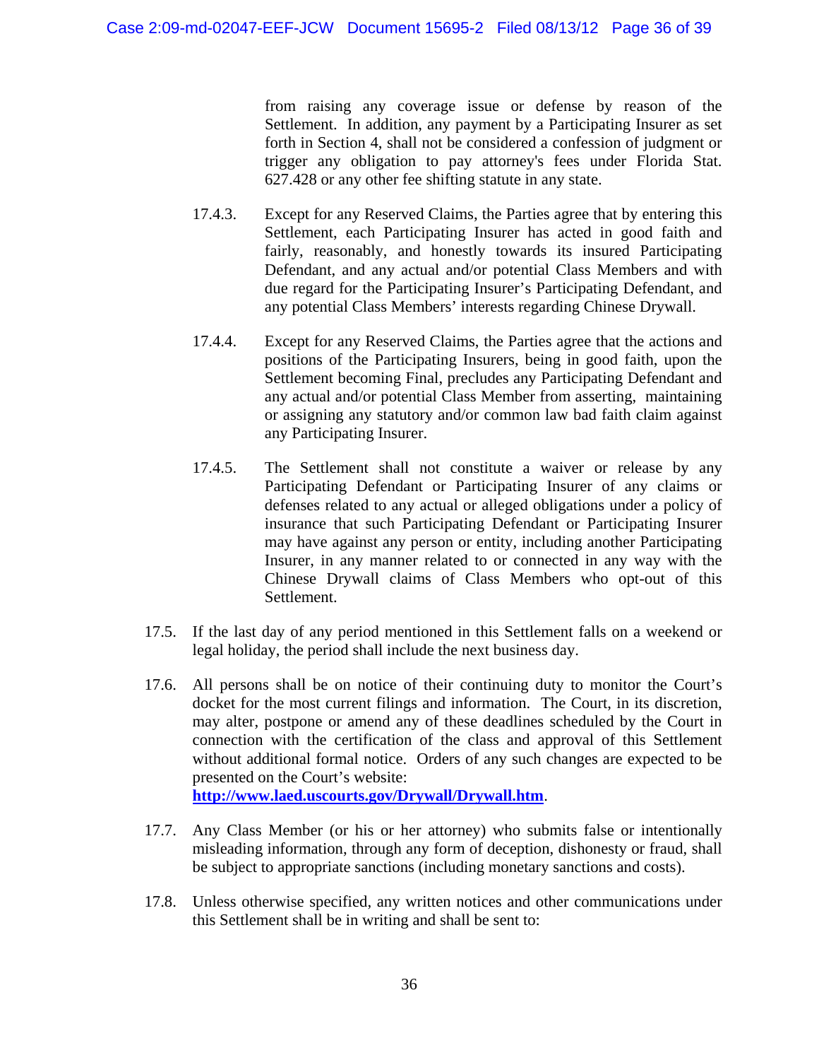from raising any coverage issue or defense by reason of the Settlement. In addition, any payment by a Participating Insurer as set forth in Section 4, shall not be considered a confession of judgment or trigger any obligation to pay attorney's fees under Florida Stat. 627.428 or any other fee shifting statute in any state.

17.4.3. Except for any Reserved Claims, the Parties agree that by entering this Settlement, each Participating Insurer has acted in good faith and fairly, reasonably, and honestly towards its insured Participating Defendant, and any actual and/or potential Class Members and with due regard for the Participating Insurer's Participating Defendant, and any potential Class Members' interests regarding Chinese Drywall.

17.4.4. Except for any Reserved Claims, the Parties agree that the actions and positions of the Participating Insurers, being in good faith, upon the Settlement becoming Final, precludes any Participating Defendant and any actual and/or potential Class Member from asserting, maintaining or assigning any statutory and/or common law bad faith claim against any Participating Insurer.

17.4.5. The Settlement shall not constitute a waiver or release by any Participating Defendant or Participating Insurer of any claims or defenses related to any actual or alleged obligations under a policy of insurance that such Participating Defendant or Participating Insurer may have against any person or entity, including another Participating Insurer, in any manner related to or connected in any way with the Chinese Drywall claims of Class Members who opt-out of this Settlement.

17.5. If the last day of any period mentioned in this Settlement falls on a weekend or legal holiday, the period shall include the next business day.

17.6. All persons shall be on notice of their continuing duty to monitor the Court's docket for the most current filings and information. The Court, in its discretion, may alter, postpone or amend any of these deadlines scheduled by the Court in connection with the certification of the class and approval of this Settlement without additional formal notice. Orders of any such changes are expected to be presented on the Court's website: **http://www.laed.uscourts.gov/Drywall/Drywall.htm**.

17.7. Any Class Member (or his or her attorney) who submits false or intentionally misleading information, through any form of deception, dishonesty or fraud, shall be subject to appropriate sanctions (including monetary sanctions and costs).

17.8. Unless otherwise specified, any written notices and other communications under this Settlement shall be in writing and shall be sent to: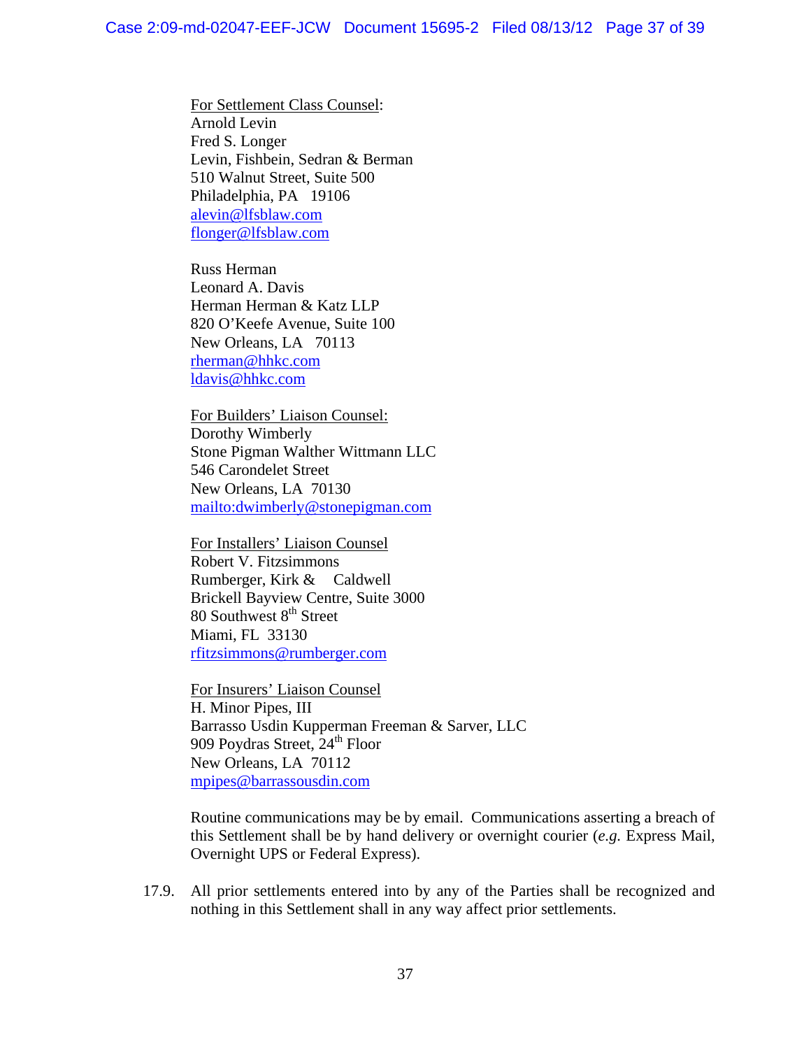<u>For Settlement Class Counsel</u>:
Arnold Levin
Fred S. Longer
Levin, Fishbein, Sedran & Berman
510 Walnut Street, Suite 500
Philadelphia, PA 19106
alevin@lfsblaw.com
flonger@lfsblaw.com

Russ Herman
Leonard A. Davis
Herman Herman & Katz LLP
820 O'Keefe Avenue, Suite 100
New Orleans, LA 70113
rherman@hhkc.com
ldavis@hhkc.com

<u>For Builders' Liaison Counsel:</u>
Dorothy Wimberly
Stone Pigman Walther Wittmann LLC
546 Carondelet Street
New Orleans, LA 70130
mailto:dwimberly@stonepigman.com

<u>For Installers' Liaison Counsel</u>
Robert V. Fitzsimmons
Rumberger, Kirk & Caldwell
Brickell Bayview Centre, Suite 3000
80 Southwest 8th Street
Miami, FL 33130
rfitzsimmons@rumberger.com

<u>For Insurers' Liaison Counsel</u>
H. Minor Pipes, III
Barrasso Usdin Kupperman Freeman & Sarver, LLC
909 Poydras Street, 24th Floor
New Orleans, LA 70112
mpipes@barrassousdin.com

Routine communications may be by email. Communications asserting a breach of this Settlement shall be by hand delivery or overnight courier (*e.g.* Express Mail, Overnight UPS or Federal Express).

17.9. All prior settlements entered into by any of the Parties shall be recognized and nothing in this Settlement shall in any way affect prior settlements.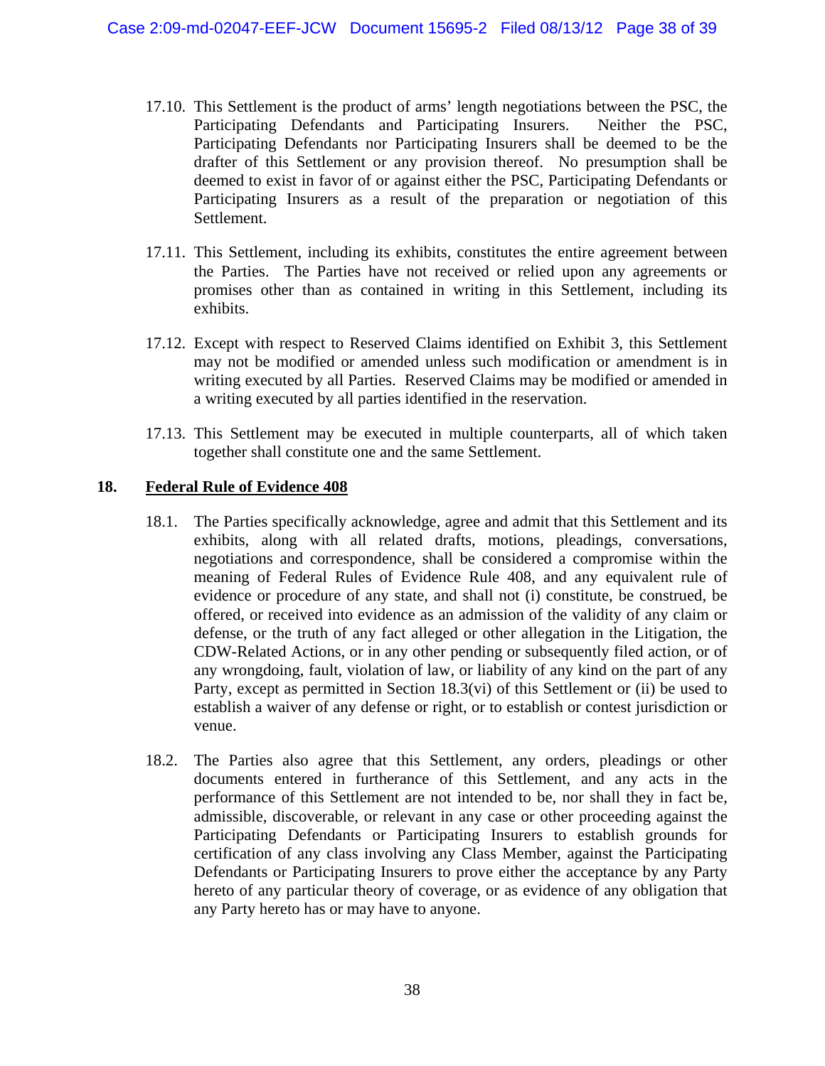17.10. This Settlement is the product of arms' length negotiations between the PSC, the Participating Defendants and Participating Insurers. Neither the PSC, Participating Defendants nor Participating Insurers shall be deemed to be the drafter of this Settlement or any provision thereof. No presumption shall be deemed to exist in favor of or against either the PSC, Participating Defendants or Participating Insurers as a result of the preparation or negotiation of this Settlement.

17.11. This Settlement, including its exhibits, constitutes the entire agreement between the Parties. The Parties have not received or relied upon any agreements or promises other than as contained in writing in this Settlement, including its exhibits.

17.12. Except with respect to Reserved Claims identified on Exhibit 3, this Settlement may not be modified or amended unless such modification or amendment is in writing executed by all Parties. Reserved Claims may be modified or amended in a writing executed by all parties identified in the reservation.

17.13. This Settlement may be executed in multiple counterparts, all of which taken together shall constitute one and the same Settlement.

## 18. <u>Federal Rule of Evidence 408</u>

18.1. The Parties specifically acknowledge, agree and admit that this Settlement and its exhibits, along with all related drafts, motions, pleadings, conversations, negotiations and correspondence, shall be considered a compromise within the meaning of Federal Rules of Evidence Rule 408, and any equivalent rule of evidence or procedure of any state, and shall not (i) constitute, be construed, be offered, or received into evidence as an admission of the validity of any claim or defense, or the truth of any fact alleged or other allegation in the Litigation, the CDW-Related Actions, or in any other pending or subsequently filed action, or of any wrongdoing, fault, violation of law, or liability of any kind on the part of any Party, except as permitted in Section 18.3(vi) of this Settlement or (ii) be used to establish a waiver of any defense or right, or to establish or contest jurisdiction or venue.

18.2. The Parties also agree that this Settlement, any orders, pleadings or other documents entered in furtherance of this Settlement, and any acts in the performance of this Settlement are not intended to be, nor shall they in fact be, admissible, discoverable, or relevant in any case or other proceeding against the Participating Defendants or Participating Insurers to establish grounds for certification of any class involving any Class Member, against the Participating Defendants or Participating Insurers to prove either the acceptance by any Party hereto of any particular theory of coverage, or as evidence of any obligation that any Party hereto has or may have to anyone.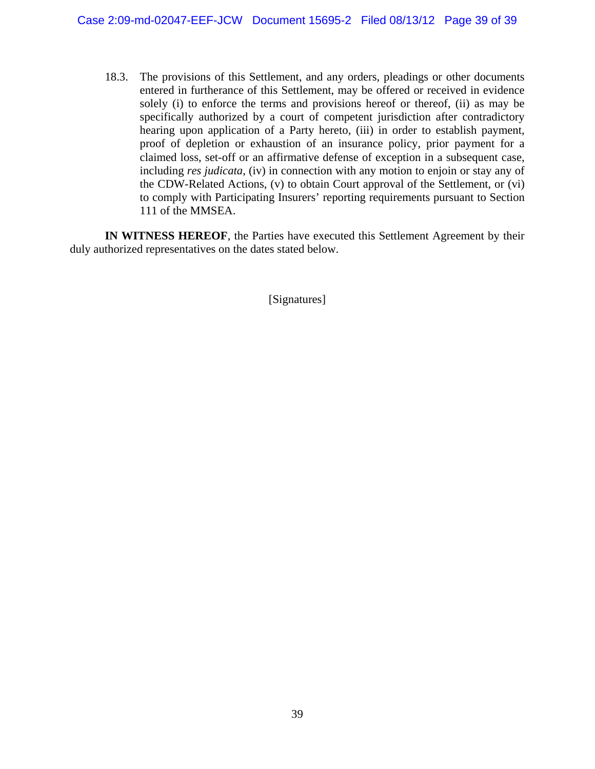18.3. The provisions of this Settlement, and any orders, pleadings or other documents entered in furtherance of this Settlement, may be offered or received in evidence solely (i) to enforce the terms and provisions hereof or thereof, (ii) as may be specifically authorized by a court of competent jurisdiction after contradictory hearing upon application of a Party hereto, (iii) in order to establish payment, proof of depletion or exhaustion of an insurance policy, prior payment for a claimed loss, set-off or an affirmative defense of exception in a subsequent case, including *res judicata*, (iv) in connection with any motion to enjoin or stay any of the CDW-Related Actions, (v) to obtain Court approval of the Settlement, or (vi) to comply with Participating Insurers' reporting requirements pursuant to Section 111 of the MMSEA.

**IN WITNESS HEREOF**, the Parties have executed this Settlement Agreement by their duly authorized representatives on the dates stated below.

[Signatures]